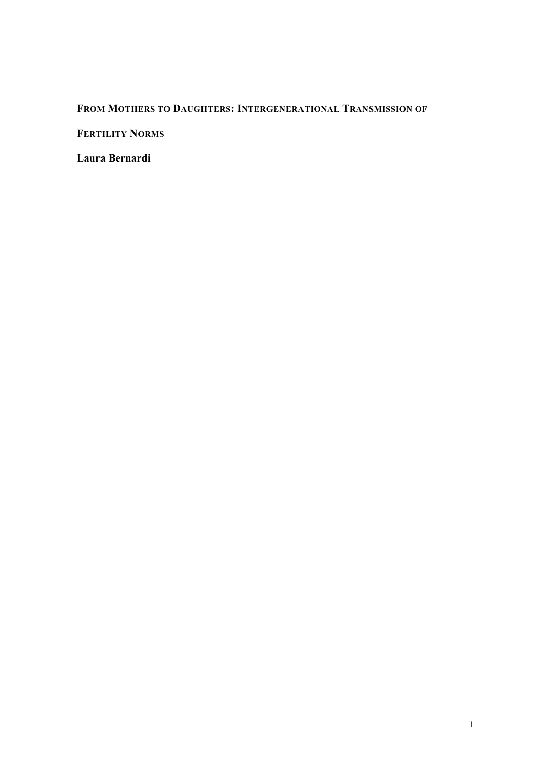# From Mothers to Daughters: Intergenerational Transmission of Fertility Norms

**Laura Bernardi**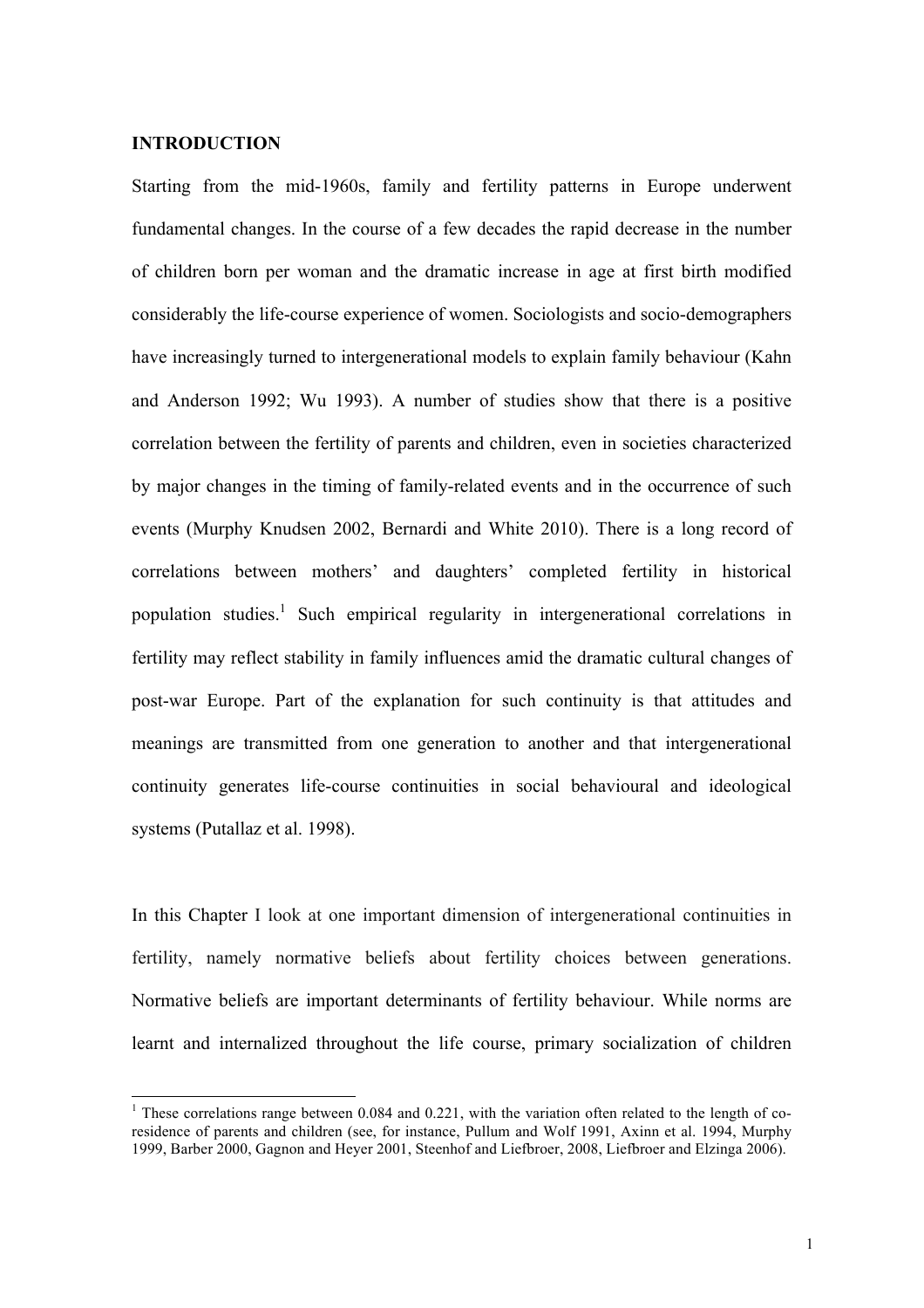## INTRODUCTION

Starting from the mid-1960s, family and fertility patterns in Europe underwent fundamental changes. In the course of a few decades the rapid decrease in the number of children born per woman and the dramatic increase in age at first birth modified considerably the life-course experience of women. Sociologists and socio-demographers have increasingly turned to intergenerational models to explain family behaviour (Kahn and Anderson 1992; Wu 1993). A number of studies show that there is a positive correlation between the fertility of parents and children, even in societies characterized by major changes in the timing of family-related events and in the occurrence of such events (Murphy Knudsen 2002, Bernardi and White 2010). There is a long record of correlations between mothers' and daughters' completed fertility in historical population studies.[1] Such empirical regularity in intergenerational correlations in fertility may reflect stability in family influences amid the dramatic cultural changes of post-war Europe. Part of the explanation for such continuity is that attitudes and meanings are transmitted from one generation to another and that intergenerational continuity generates life-course continuities in social behavioural and ideological systems (Putallaz et al. 1998).

In this Chapter I look at one important dimension of intergenerational continuities in fertility, namely normative beliefs about fertility choices between generations. Normative beliefs are important determinants of fertility behaviour. While norms are learnt and internalized throughout the life course, primary socialization of children

[1] These correlations range between 0.084 and 0.221, with the variation often related to the length of co-residence of parents and children (see, for instance, Pullum and Wolf 1991, Axinn et al. 1994, Murphy 1999, Barber 2000, Gagnon and Heyer 2001, Steenhof and Liefbroer, 2008, Liefbroer and Elzinga 2006).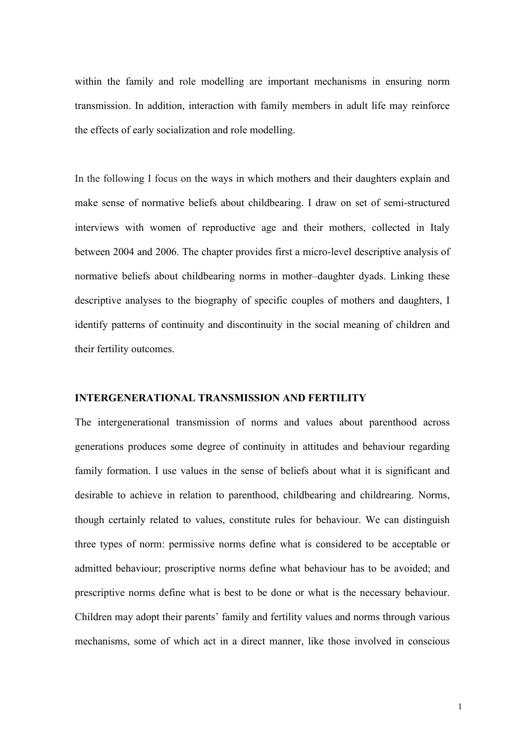within the family and role modelling are important mechanisms in ensuring norm transmission. In addition, interaction with family members in adult life may reinforce the effects of early socialization and role modelling.

In the following I focus on the ways in which mothers and their daughters explain and make sense of normative beliefs about childbearing. I draw on set of semi-structured interviews with women of reproductive age and their mothers, collected in Italy between 2004 and 2006. The chapter provides first a micro-level descriptive analysis of normative beliefs about childbearing norms in mother–daughter dyads. Linking these descriptive analyses to the biography of specific couples of mothers and daughters, I identify patterns of continuity and discontinuity in the social meaning of children and their fertility outcomes.

## INTERGENERATIONAL TRANSMISSION AND FERTILITY

The intergenerational transmission of norms and values about parenthood across generations produces some degree of continuity in attitudes and behaviour regarding family formation. I use values in the sense of beliefs about what it is significant and desirable to achieve in relation to parenthood, childbearing and childrearing. Norms, though certainly related to values, constitute rules for behaviour. We can distinguish three types of norm: permissive norms define what is considered to be acceptable or admitted behaviour; proscriptive norms define what behaviour has to be avoided; and prescriptive norms define what is best to be done or what is the necessary behaviour. Children may adopt their parents' family and fertility values and norms through various mechanisms, some of which act in a direct manner, like those involved in conscious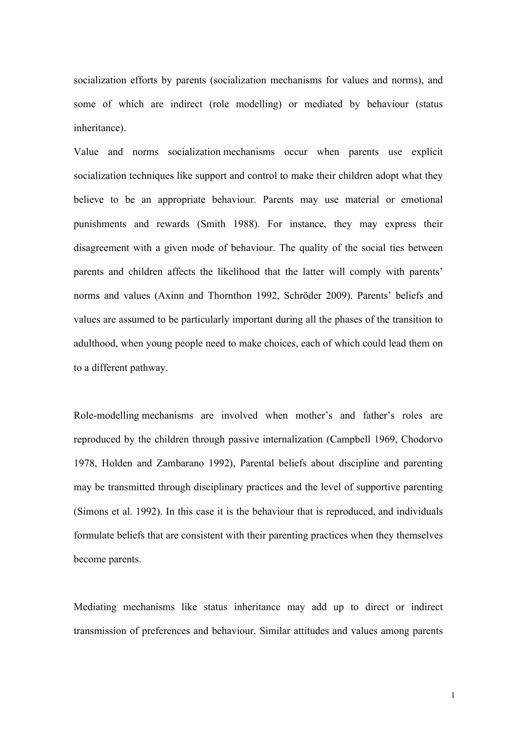socialization efforts by parents (socialization mechanisms for values and norms), and some of which are indirect (role modelling) or mediated by behaviour (status inheritance).

Value and norms socialization mechanisms occur when parents use explicit socialization techniques like support and control to make their children adopt what they believe to be an appropriate behaviour. Parents may use material or emotional punishments and rewards (Smith 1988). For instance, they may express their disagreement with a given mode of behaviour. The quality of the social ties between parents and children affects the likelihood that the latter will comply with parents' norms and values (Axinn and Thornthon 1992, Schröder 2009). Parents' beliefs and values are assumed to be particularly important during all the phases of the transition to adulthood, when young people need to make choices, each of which could lead them on to a different pathway.

Role-modelling mechanisms are involved when mother's and father's roles are reproduced by the children through passive internalization (Campbell 1969, Chodorvo 1978, Holden and Zambarano 1992), Parental beliefs about discipline and parenting may be transmitted through disciplinary practices and the level of supportive parenting (Simons et al. 1992). In this case it is the behaviour that is reproduced, and individuals formulate beliefs that are consistent with their parenting practices when they themselves become parents.

Mediating mechanisms like status inheritance may add up to direct or indirect transmission of preferences and behaviour. Similar attitudes and values among parents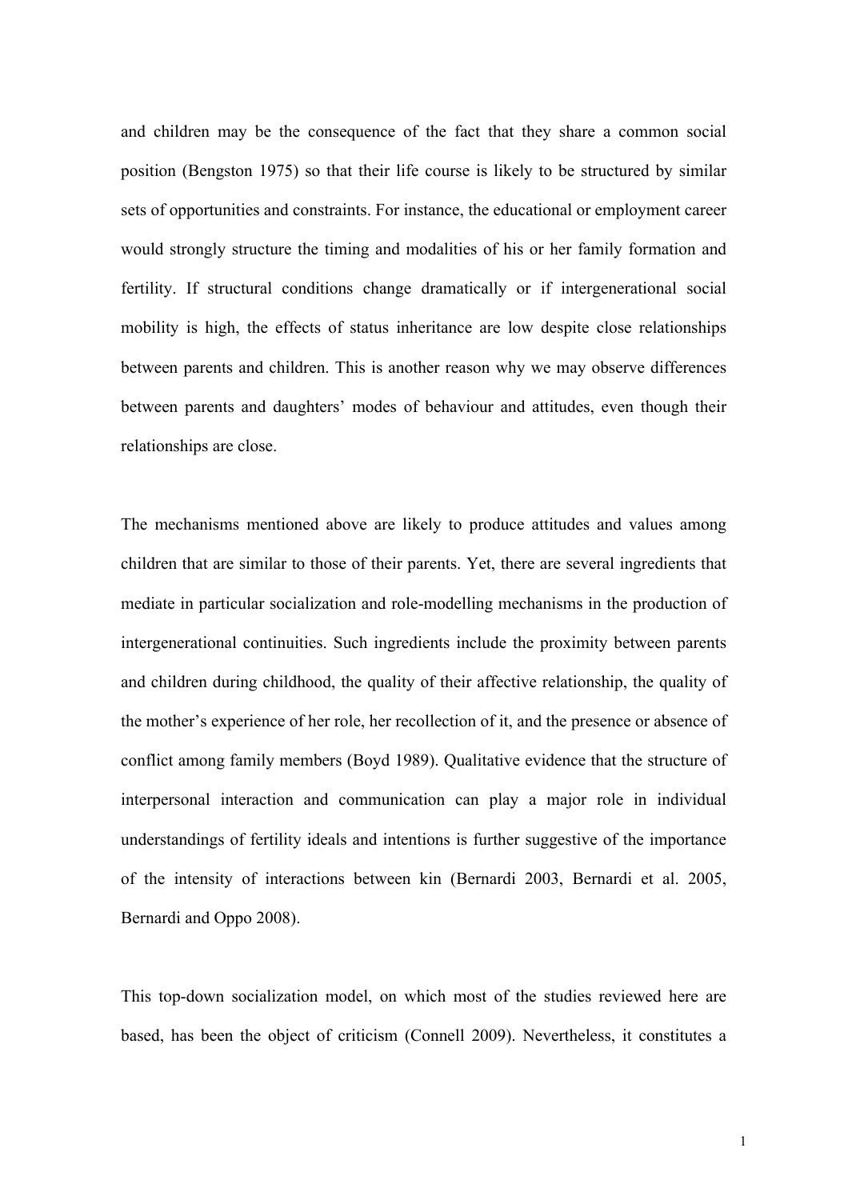and children may be the consequence of the fact that they share a common social position (Bengston 1975) so that their life course is likely to be structured by similar sets of opportunities and constraints. For instance, the educational or employment career would strongly structure the timing and modalities of his or her family formation and fertility. If structural conditions change dramatically or if intergenerational social mobility is high, the effects of status inheritance are low despite close relationships between parents and children. This is another reason why we may observe differences between parents and daughters' modes of behaviour and attitudes, even though their relationships are close.

The mechanisms mentioned above are likely to produce attitudes and values among children that are similar to those of their parents. Yet, there are several ingredients that mediate in particular socialization and role-modelling mechanisms in the production of intergenerational continuities. Such ingredients include the proximity between parents and children during childhood, the quality of their affective relationship, the quality of the mother's experience of her role, her recollection of it, and the presence or absence of conflict among family members (Boyd 1989). Qualitative evidence that the structure of interpersonal interaction and communication can play a major role in individual understandings of fertility ideals and intentions is further suggestive of the importance of the intensity of interactions between kin (Bernardi 2003, Bernardi et al. 2005, Bernardi and Oppo 2008).

This top-down socialization model, on which most of the studies reviewed here are based, has been the object of criticism (Connell 2009). Nevertheless, it constitutes a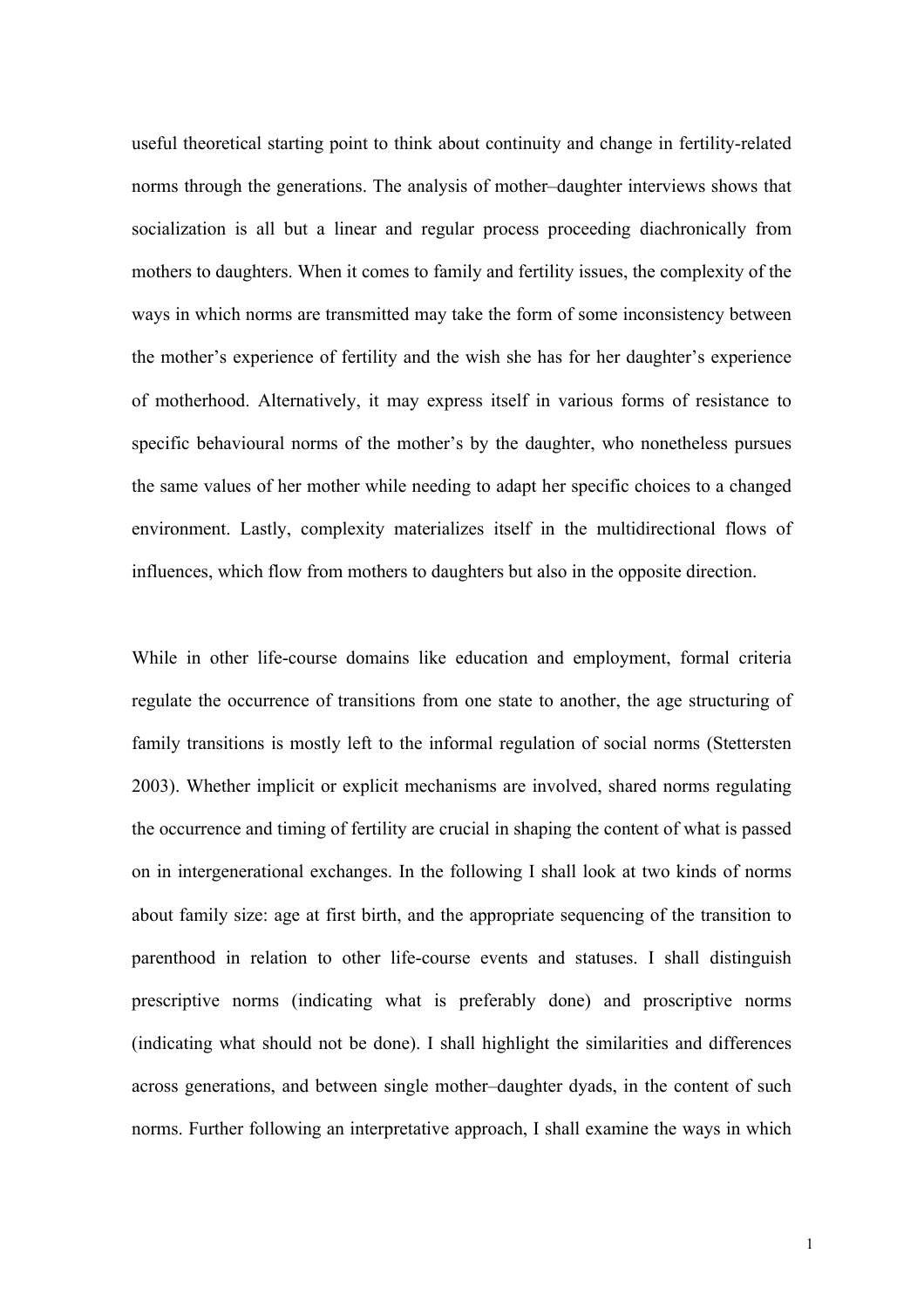useful theoretical starting point to think about continuity and change in fertility-related norms through the generations. The analysis of mother–daughter interviews shows that socialization is all but a linear and regular process proceeding diachronically from mothers to daughters. When it comes to family and fertility issues, the complexity of the ways in which norms are transmitted may take the form of some inconsistency between the mother's experience of fertility and the wish she has for her daughter's experience of motherhood. Alternatively, it may express itself in various forms of resistance to specific behavioural norms of the mother's by the daughter, who nonetheless pursues the same values of her mother while needing to adapt her specific choices to a changed environment. Lastly, complexity materializes itself in the multidirectional flows of influences, which flow from mothers to daughters but also in the opposite direction.

While in other life-course domains like education and employment, formal criteria regulate the occurrence of transitions from one state to another, the age structuring of family transitions is mostly left to the informal regulation of social norms (Stettersten 2003). Whether implicit or explicit mechanisms are involved, shared norms regulating the occurrence and timing of fertility are crucial in shaping the content of what is passed on in intergenerational exchanges. In the following I shall look at two kinds of norms about family size: age at first birth, and the appropriate sequencing of the transition to parenthood in relation to other life-course events and statuses. I shall distinguish prescriptive norms (indicating what is preferably done) and proscriptive norms (indicating what should not be done). I shall highlight the similarities and differences across generations, and between single mother–daughter dyads, in the content of such norms. Further following an interpretative approach, I shall examine the ways in which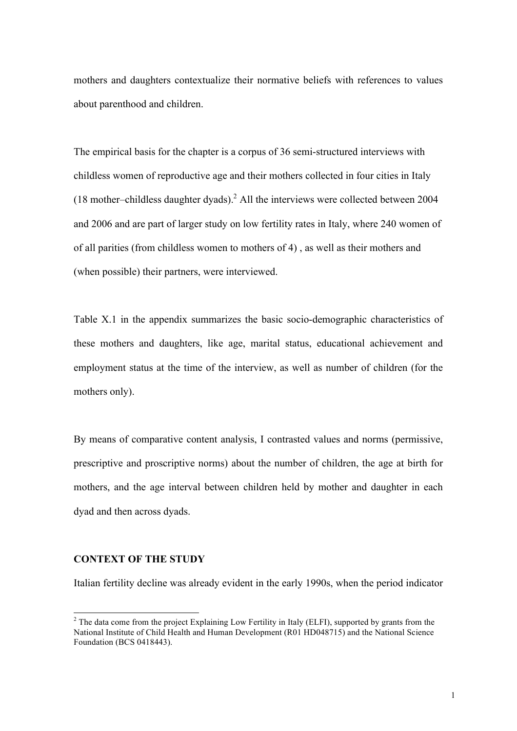mothers and daughters contextualize their normative beliefs with references to values about parenthood and children.

The empirical basis for the chapter is a corpus of 36 semi-structured interviews with childless women of reproductive age and their mothers collected in four cities in Italy (18 mother–childless daughter dyads).[2] All the interviews were collected between 2004 and 2006 and are part of larger study on low fertility rates in Italy, where 240 women of of all parities (from childless women to mothers of 4) , as well as their mothers and (when possible) their partners, were interviewed.

Table X.1 in the appendix summarizes the basic socio-demographic characteristics of these mothers and daughters, like age, marital status, educational achievement and employment status at the time of the interview, as well as number of children (for the mothers only).

By means of comparative content analysis, I contrasted values and norms (permissive, prescriptive and proscriptive norms) about the number of children, the age at birth for mothers, and the age interval between children held by mother and daughter in each dyad and then across dyads.

## CONTEXT OF THE STUDY

Italian fertility decline was already evident in the early 1990s, when the period indicator

[2] The data come from the project Explaining Low Fertility in Italy (ELFI), supported by grants from the National Institute of Child Health and Human Development (R01 HD048715) and the National Science Foundation (BCS 0418443).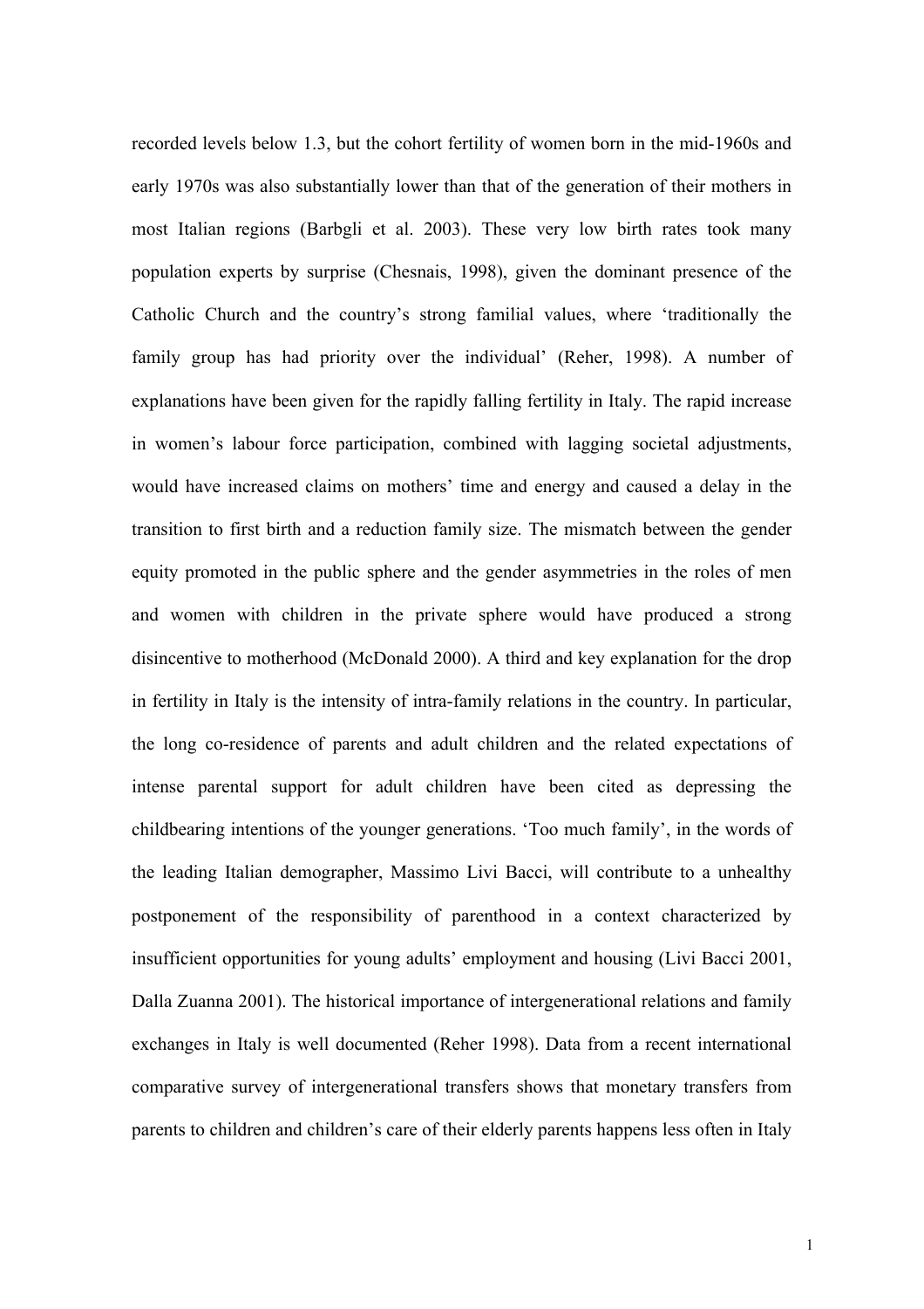recorded levels below 1.3, but the cohort fertility of women born in the mid-1960s and early 1970s was also substantially lower than that of the generation of their mothers in most Italian regions (Barbgli et al. 2003). These very low birth rates took many population experts by surprise (Chesnais, 1998), given the dominant presence of the Catholic Church and the country's strong familial values, where 'traditionally the family group has had priority over the individual' (Reher, 1998). A number of explanations have been given for the rapidly falling fertility in Italy. The rapid increase in women's labour force participation, combined with lagging societal adjustments, would have increased claims on mothers' time and energy and caused a delay in the transition to first birth and a reduction family size. The mismatch between the gender equity promoted in the public sphere and the gender asymmetries in the roles of men and women with children in the private sphere would have produced a strong disincentive to motherhood (McDonald 2000). A third and key explanation for the drop in fertility in Italy is the intensity of intra-family relations in the country. In particular, the long co-residence of parents and adult children and the related expectations of intense parental support for adult children have been cited as depressing the childbearing intentions of the younger generations. 'Too much family', in the words of the leading Italian demographer, Massimo Livi Bacci, will contribute to a unhealthy postponement of the responsibility of parenthood in a context characterized by insufficient opportunities for young adults' employment and housing (Livi Bacci 2001, Dalla Zuanna 2001). The historical importance of intergenerational relations and family exchanges in Italy is well documented (Reher 1998). Data from a recent international comparative survey of intergenerational transfers shows that monetary transfers from parents to children and children's care of their elderly parents happens less often in Italy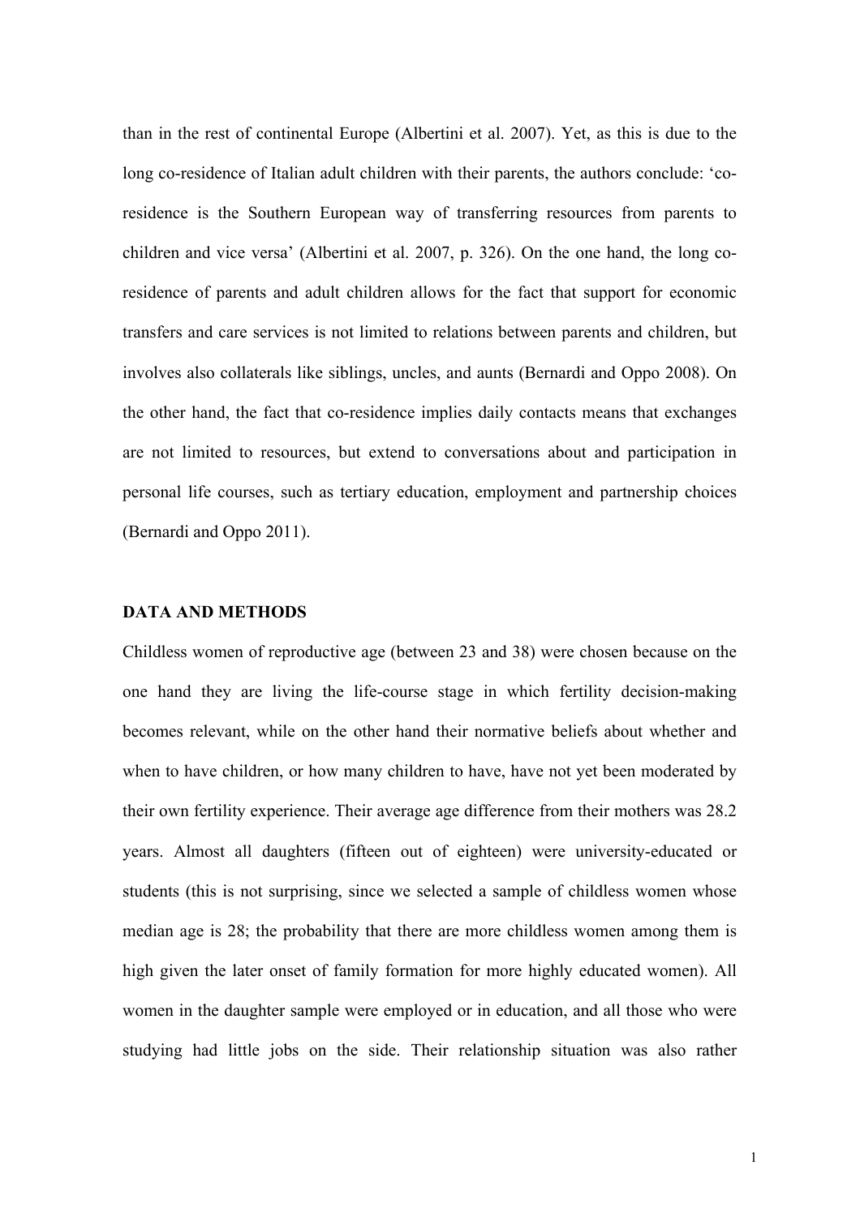than in the rest of continental Europe (Albertini et al. 2007). Yet, as this is due to the long co-residence of Italian adult children with their parents, the authors conclude: 'co-residence is the Southern European way of transferring resources from parents to children and vice versa' (Albertini et al. 2007, p. 326). On the one hand, the long co-residence of parents and adult children allows for the fact that support for economic transfers and care services is not limited to relations between parents and children, but involves also collaterals like siblings, uncles, and aunts (Bernardi and Oppo 2008). On the other hand, the fact that co-residence implies daily contacts means that exchanges are not limited to resources, but extend to conversations about and participation in personal life courses, such as tertiary education, employment and partnership choices (Bernardi and Oppo 2011).

## DATA AND METHODS

Childless women of reproductive age (between 23 and 38) were chosen because on the one hand they are living the life-course stage in which fertility decision-making becomes relevant, while on the other hand their normative beliefs about whether and when to have children, or how many children to have, have not yet been moderated by their own fertility experience. Their average age difference from their mothers was 28.2 years. Almost all daughters (fifteen out of eighteen) were university-educated or students (this is not surprising, since we selected a sample of childless women whose median age is 28; the probability that there are more childless women among them is high given the later onset of family formation for more highly educated women). All women in the daughter sample were employed or in education, and all those who were studying had little jobs on the side. Their relationship situation was also rather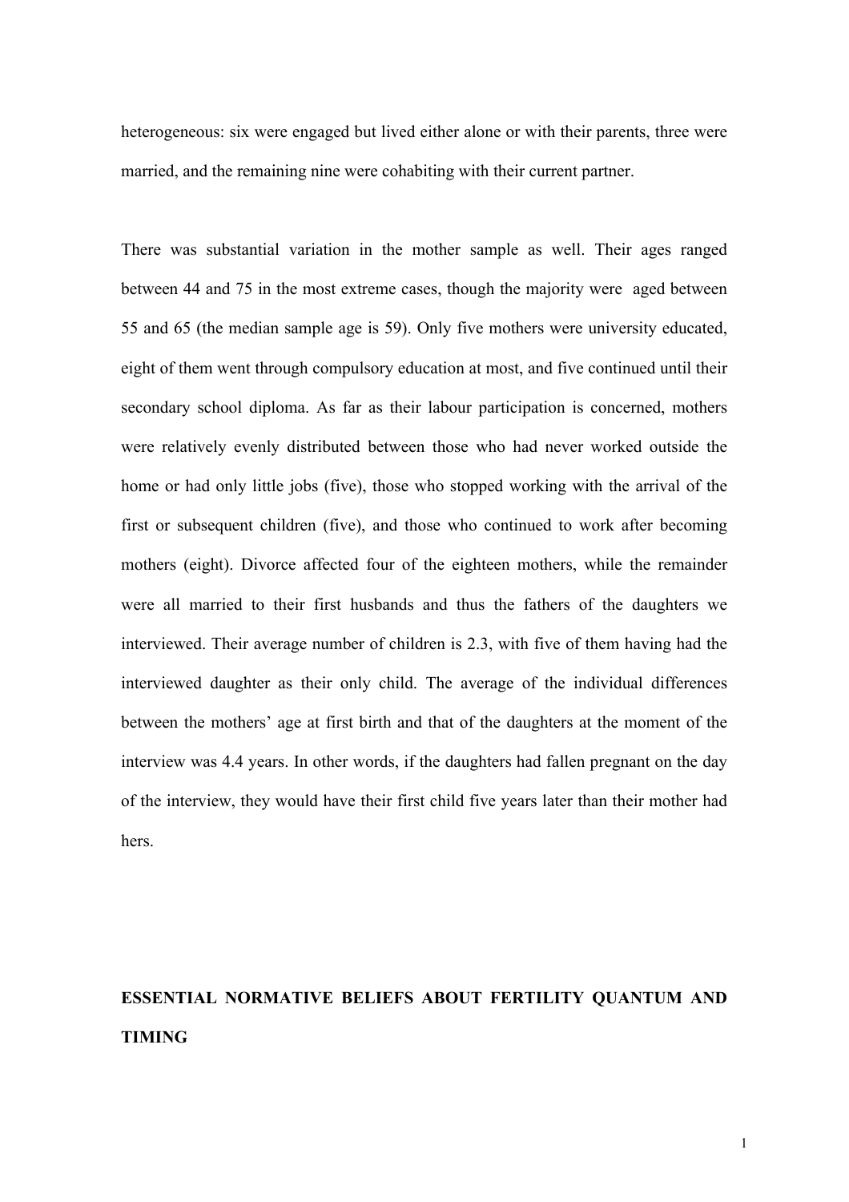heterogeneous: six were engaged but lived either alone or with their parents, three were married, and the remaining nine were cohabiting with their current partner.

There was substantial variation in the mother sample as well. Their ages ranged between 44 and 75 in the most extreme cases, though the majority were aged between 55 and 65 (the median sample age is 59). Only five mothers were university educated, eight of them went through compulsory education at most, and five continued until their secondary school diploma. As far as their labour participation is concerned, mothers were relatively evenly distributed between those who had never worked outside the home or had only little jobs (five), those who stopped working with the arrival of the first or subsequent children (five), and those who continued to work after becoming mothers (eight). Divorce affected four of the eighteen mothers, while the remainder were all married to their first husbands and thus the fathers of the daughters we interviewed. Their average number of children is 2.3, with five of them having had the interviewed daughter as their only child. The average of the individual differences between the mothers' age at first birth and that of the daughters at the moment of the interview was 4.4 years. In other words, if the daughters had fallen pregnant on the day of the interview, they would have their first child five years later than their mother had hers.

## ESSENTIAL NORMATIVE BELIEFS ABOUT FERTILITY QUANTUM AND TIMING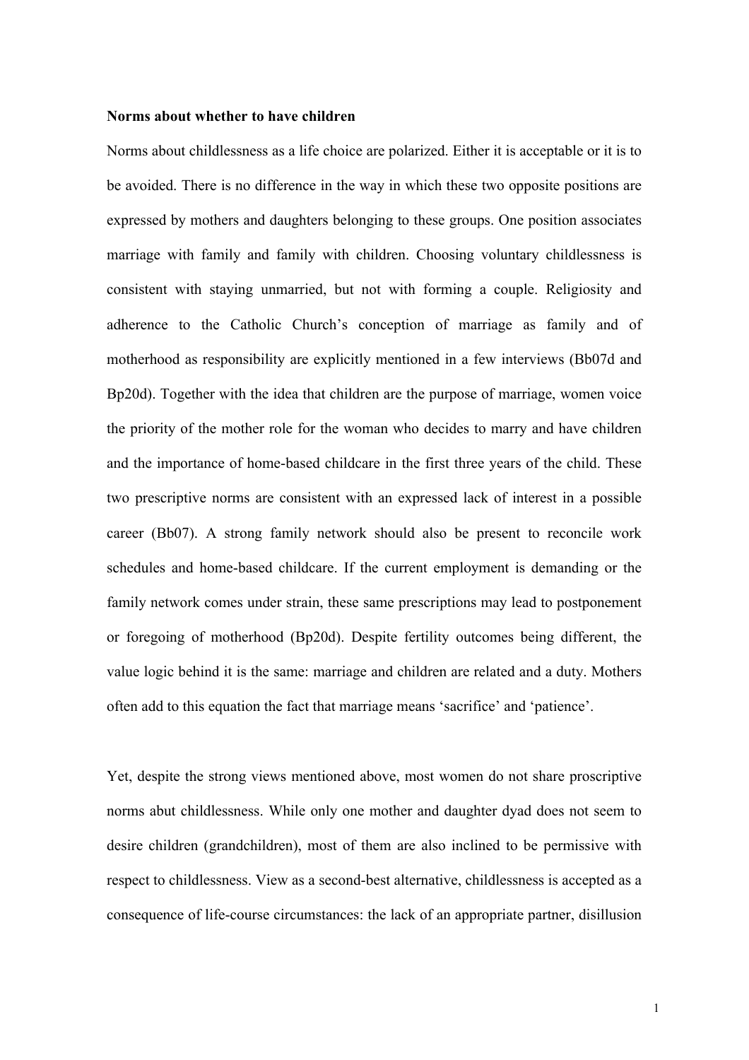**Norms about whether to have children**

Norms about childlessness as a life choice are polarized. Either it is acceptable or it is to be avoided. There is no difference in the way in which these two opposite positions are expressed by mothers and daughters belonging to these groups. One position associates marriage with family and family with children. Choosing voluntary childlessness is consistent with staying unmarried, but not with forming a couple. Religiosity and adherence to the Catholic Church's conception of marriage as family and of motherhood as responsibility are explicitly mentioned in a few interviews (Bb07d and Bp20d). Together with the idea that children are the purpose of marriage, women voice the priority of the mother role for the woman who decides to marry and have children and the importance of home-based childcare in the first three years of the child. These two prescriptive norms are consistent with an expressed lack of interest in a possible career (Bb07). A strong family network should also be present to reconcile work schedules and home-based childcare. If the current employment is demanding or the family network comes under strain, these same prescriptions may lead to postponement or foregoing of motherhood (Bp20d). Despite fertility outcomes being different, the value logic behind it is the same: marriage and children are related and a duty. Mothers often add to this equation the fact that marriage means 'sacrifice' and 'patience'.

Yet, despite the strong views mentioned above, most women do not share proscriptive norms abut childlessness. While only one mother and daughter dyad does not seem to desire children (grandchildren), most of them are also inclined to be permissive with respect to childlessness. View as a second-best alternative, childlessness is accepted as a consequence of life-course circumstances: the lack of an appropriate partner, disillusion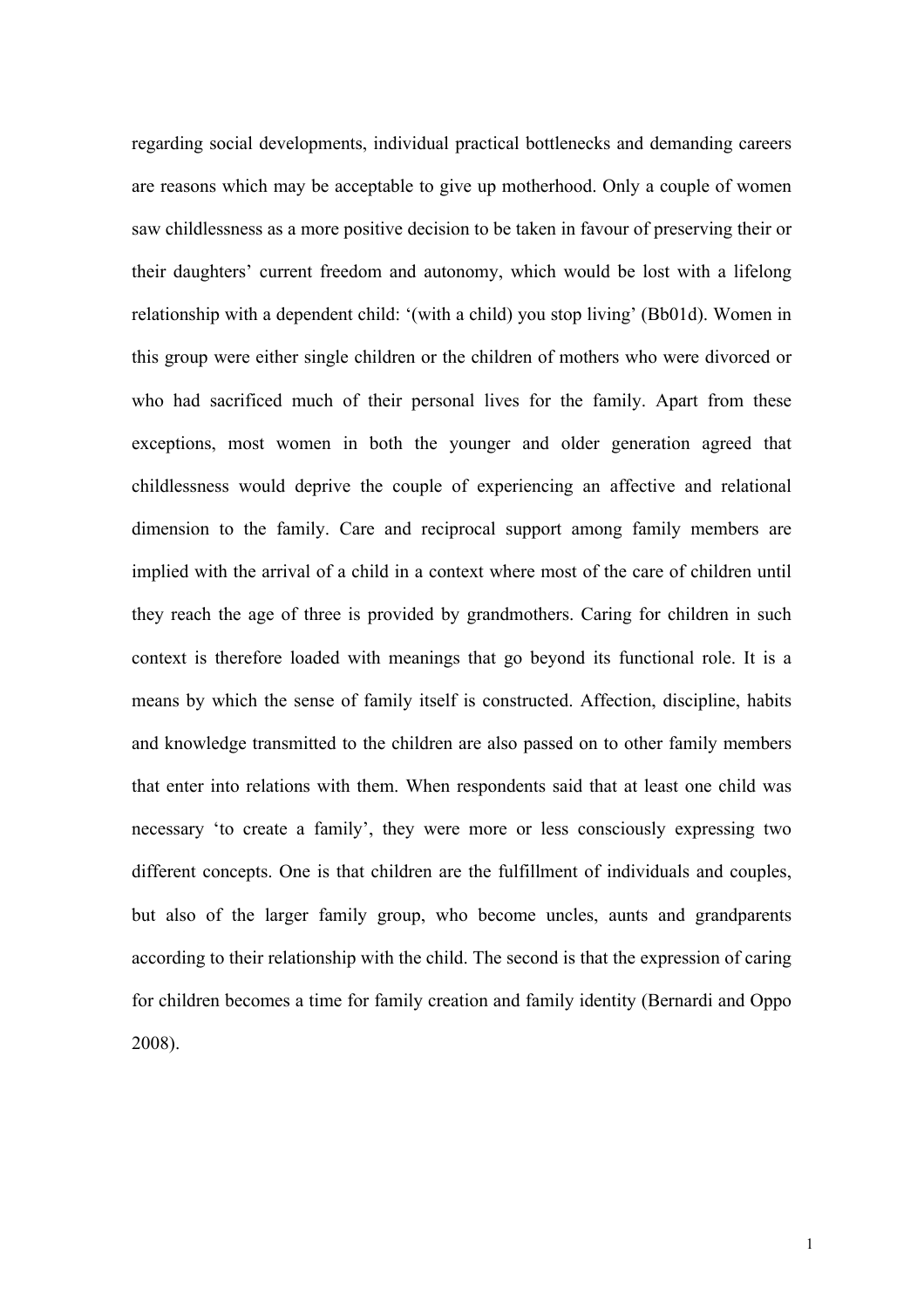regarding social developments, individual practical bottlenecks and demanding careers are reasons which may be acceptable to give up motherhood. Only a couple of women saw childlessness as a more positive decision to be taken in favour of preserving their or their daughters' current freedom and autonomy, which would be lost with a lifelong relationship with a dependent child: '(with a child) you stop living' (Bb01d). Women in this group were either single children or the children of mothers who were divorced or who had sacrificed much of their personal lives for the family. Apart from these exceptions, most women in both the younger and older generation agreed that childlessness would deprive the couple of experiencing an affective and relational dimension to the family. Care and reciprocal support among family members are implied with the arrival of a child in a context where most of the care of children until they reach the age of three is provided by grandmothers. Caring for children in such context is therefore loaded with meanings that go beyond its functional role. It is a means by which the sense of family itself is constructed. Affection, discipline, habits and knowledge transmitted to the children are also passed on to other family members that enter into relations with them. When respondents said that at least one child was necessary 'to create a family', they were more or less consciously expressing two different concepts. One is that children are the fulfillment of individuals and couples, but also of the larger family group, who become uncles, aunts and grandparents according to their relationship with the child. The second is that the expression of caring for children becomes a time for family creation and family identity (Bernardi and Oppo 2008).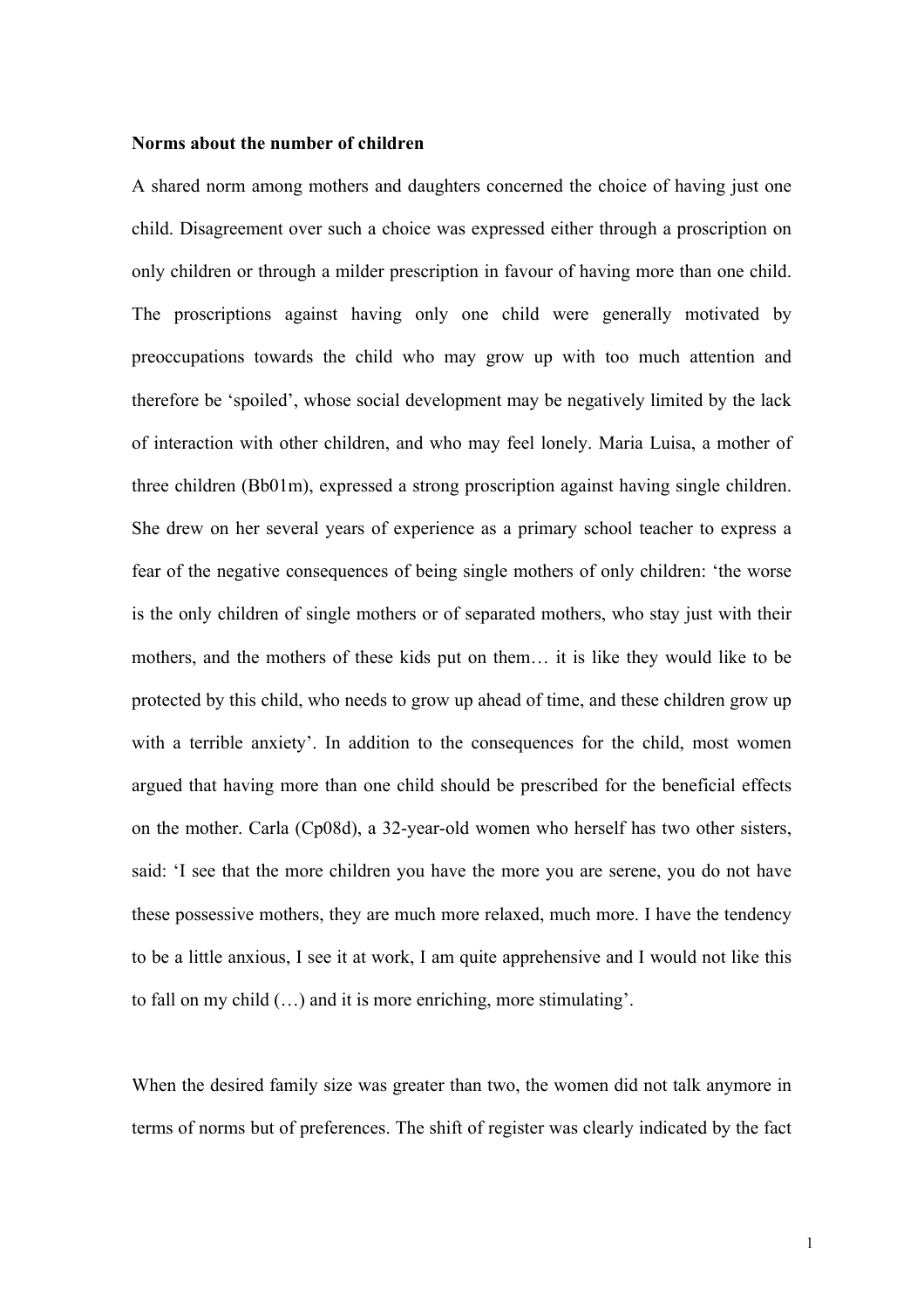**Norms about the number of children**

A shared norm among mothers and daughters concerned the choice of having just one child. Disagreement over such a choice was expressed either through a proscription on only children or through a milder prescription in favour of having more than one child. The proscriptions against having only one child were generally motivated by preoccupations towards the child who may grow up with too much attention and therefore be 'spoiled', whose social development may be negatively limited by the lack of interaction with other children, and who may feel lonely. Maria Luisa, a mother of three children (Bb01m), expressed a strong proscription against having single children. She drew on her several years of experience as a primary school teacher to express a fear of the negative consequences of being single mothers of only children: 'the worse is the only children of single mothers or of separated mothers, who stay just with their mothers, and the mothers of these kids put on them… it is like they would like to be protected by this child, who needs to grow up ahead of time, and these children grow up with a terrible anxiety'. In addition to the consequences for the child, most women argued that having more than one child should be prescribed for the beneficial effects on the mother. Carla (Cp08d), a 32-year-old women who herself has two other sisters, said: 'I see that the more children you have the more you are serene, you do not have these possessive mothers, they are much more relaxed, much more. I have the tendency to be a little anxious, I see it at work, I am quite apprehensive and I would not like this to fall on my child (…) and it is more enriching, more stimulating'.

When the desired family size was greater than two, the women did not talk anymore in terms of norms but of preferences. The shift of register was clearly indicated by the fact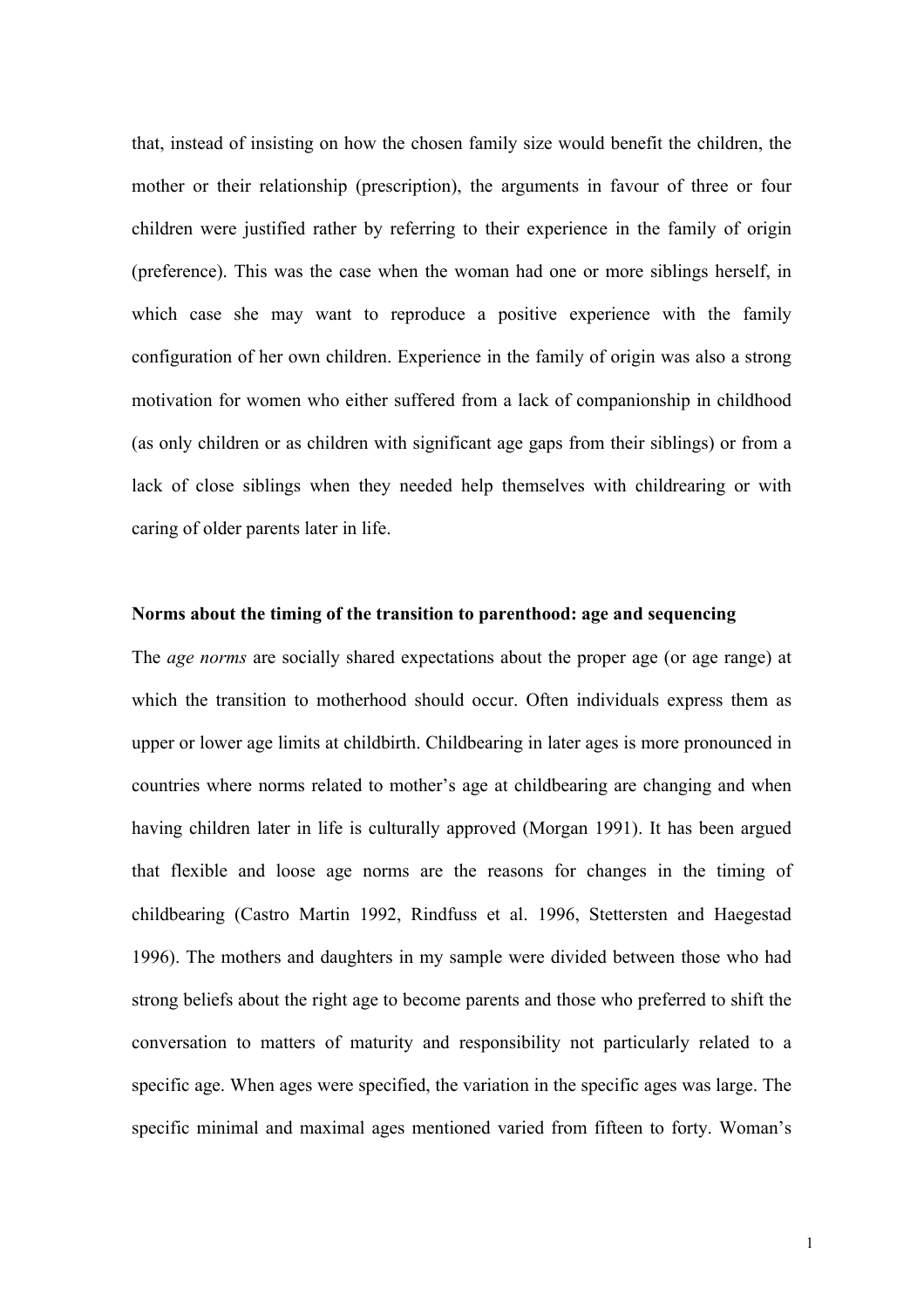that, instead of insisting on how the chosen family size would benefit the children, the mother or their relationship (prescription), the arguments in favour of three or four children were justified rather by referring to their experience in the family of origin (preference). This was the case when the woman had one or more siblings herself, in which case she may want to reproduce a positive experience with the family configuration of her own children. Experience in the family of origin was also a strong motivation for women who either suffered from a lack of companionship in childhood (as only children or as children with significant age gaps from their siblings) or from a lack of close siblings when they needed help themselves with childrearing or with caring of older parents later in life.

**Norms about the timing of the transition to parenthood: age and sequencing**

The *age norms* are socially shared expectations about the proper age (or age range) at which the transition to motherhood should occur. Often individuals express them as upper or lower age limits at childbirth. Childbearing in later ages is more pronounced in countries where norms related to mother's age at childbearing are changing and when having children later in life is culturally approved (Morgan 1991). It has been argued that flexible and loose age norms are the reasons for changes in the timing of childbearing (Castro Martin 1992, Rindfuss et al. 1996, Stettersten and Haegestad 1996). The mothers and daughters in my sample were divided between those who had strong beliefs about the right age to become parents and those who preferred to shift the conversation to matters of maturity and responsibility not particularly related to a specific age. When ages were specified, the variation in the specific ages was large. The specific minimal and maximal ages mentioned varied from fifteen to forty. Woman's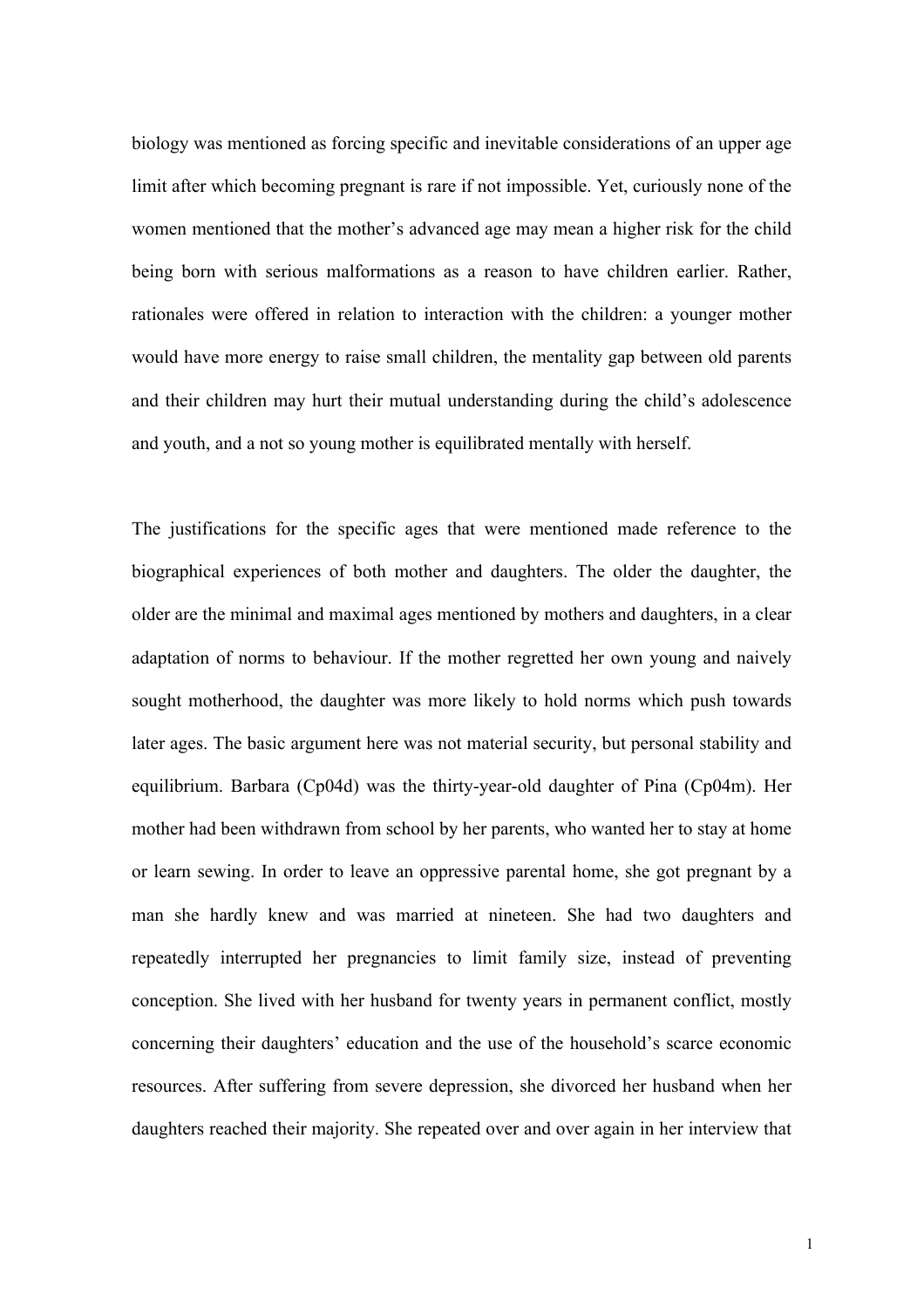biology was mentioned as forcing specific and inevitable considerations of an upper age limit after which becoming pregnant is rare if not impossible. Yet, curiously none of the women mentioned that the mother's advanced age may mean a higher risk for the child being born with serious malformations as a reason to have children earlier. Rather, rationales were offered in relation to interaction with the children: a younger mother would have more energy to raise small children, the mentality gap between old parents and their children may hurt their mutual understanding during the child's adolescence and youth, and a not so young mother is equilibrated mentally with herself.

The justifications for the specific ages that were mentioned made reference to the biographical experiences of both mother and daughters. The older the daughter, the older are the minimal and maximal ages mentioned by mothers and daughters, in a clear adaptation of norms to behaviour. If the mother regretted her own young and naively sought motherhood, the daughter was more likely to hold norms which push towards later ages. The basic argument here was not material security, but personal stability and equilibrium. Barbara (Cp04d) was the thirty-year-old daughter of Pina (Cp04m). Her mother had been withdrawn from school by her parents, who wanted her to stay at home or learn sewing. In order to leave an oppressive parental home, she got pregnant by a man she hardly knew and was married at nineteen. She had two daughters and repeatedly interrupted her pregnancies to limit family size, instead of preventing conception. She lived with her husband for twenty years in permanent conflict, mostly concerning their daughters' education and the use of the household's scarce economic resources. After suffering from severe depression, she divorced her husband when her daughters reached their majority. She repeated over and over again in her interview that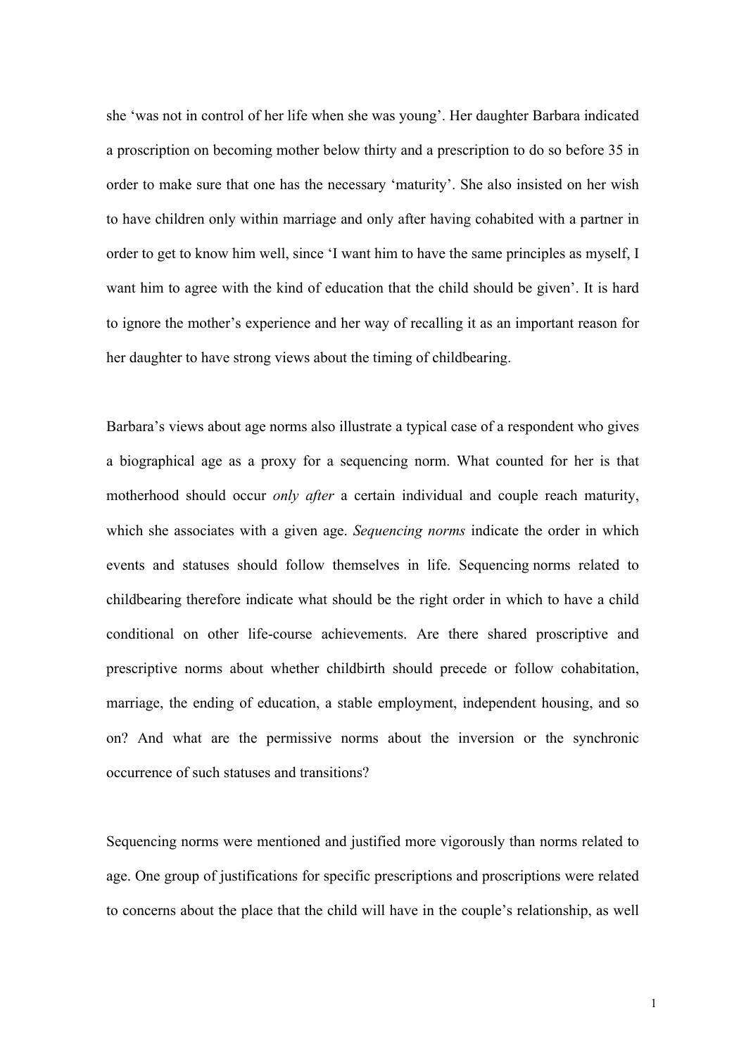she 'was not in control of her life when she was young'. Her daughter Barbara indicated a proscription on becoming mother below thirty and a prescription to do so before 35 in order to make sure that one has the necessary 'maturity'. She also insisted on her wish to have children only within marriage and only after having cohabited with a partner in order to get to know him well, since 'I want him to have the same principles as myself, I want him to agree with the kind of education that the child should be given'. It is hard to ignore the mother's experience and her way of recalling it as an important reason for her daughter to have strong views about the timing of childbearing.

Barbara's views about age norms also illustrate a typical case of a respondent who gives a biographical age as a proxy for a sequencing norm. What counted for her is that motherhood should occur *only after* a certain individual and couple reach maturity, which she associates with a given age. *Sequencing norms* indicate the order in which events and statuses should follow themselves in life. Sequencing norms related to childbearing therefore indicate what should be the right order in which to have a child conditional on other life-course achievements. Are there shared proscriptive and prescriptive norms about whether childbirth should precede or follow cohabitation, marriage, the ending of education, a stable employment, independent housing, and so on? And what are the permissive norms about the inversion or the synchronic occurrence of such statuses and transitions?

Sequencing norms were mentioned and justified more vigorously than norms related to age. One group of justifications for specific prescriptions and proscriptions were related to concerns about the place that the child will have in the couple's relationship, as well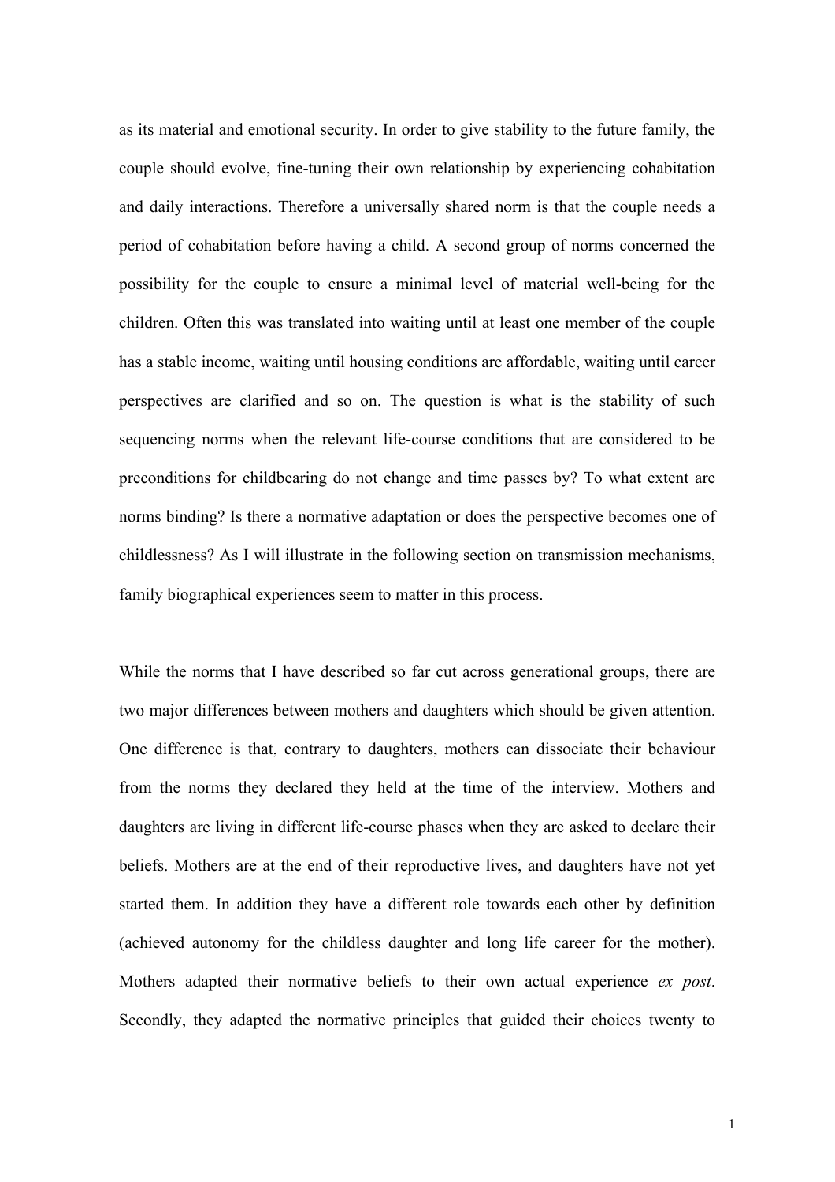as its material and emotional security. In order to give stability to the future family, the couple should evolve, fine-tuning their own relationship by experiencing cohabitation and daily interactions. Therefore a universally shared norm is that the couple needs a period of cohabitation before having a child. A second group of norms concerned the possibility for the couple to ensure a minimal level of material well-being for the children. Often this was translated into waiting until at least one member of the couple has a stable income, waiting until housing conditions are affordable, waiting until career perspectives are clarified and so on. The question is what is the stability of such sequencing norms when the relevant life-course conditions that are considered to be preconditions for childbearing do not change and time passes by? To what extent are norms binding? Is there a normative adaptation or does the perspective becomes one of childlessness? As I will illustrate in the following section on transmission mechanisms, family biographical experiences seem to matter in this process.

While the norms that I have described so far cut across generational groups, there are two major differences between mothers and daughters which should be given attention. One difference is that, contrary to daughters, mothers can dissociate their behaviour from the norms they declared they held at the time of the interview. Mothers and daughters are living in different life-course phases when they are asked to declare their beliefs. Mothers are at the end of their reproductive lives, and daughters have not yet started them. In addition they have a different role towards each other by definition (achieved autonomy for the childless daughter and long life career for the mother). Mothers adapted their normative beliefs to their own actual experience *ex post*. Secondly, they adapted the normative principles that guided their choices twenty to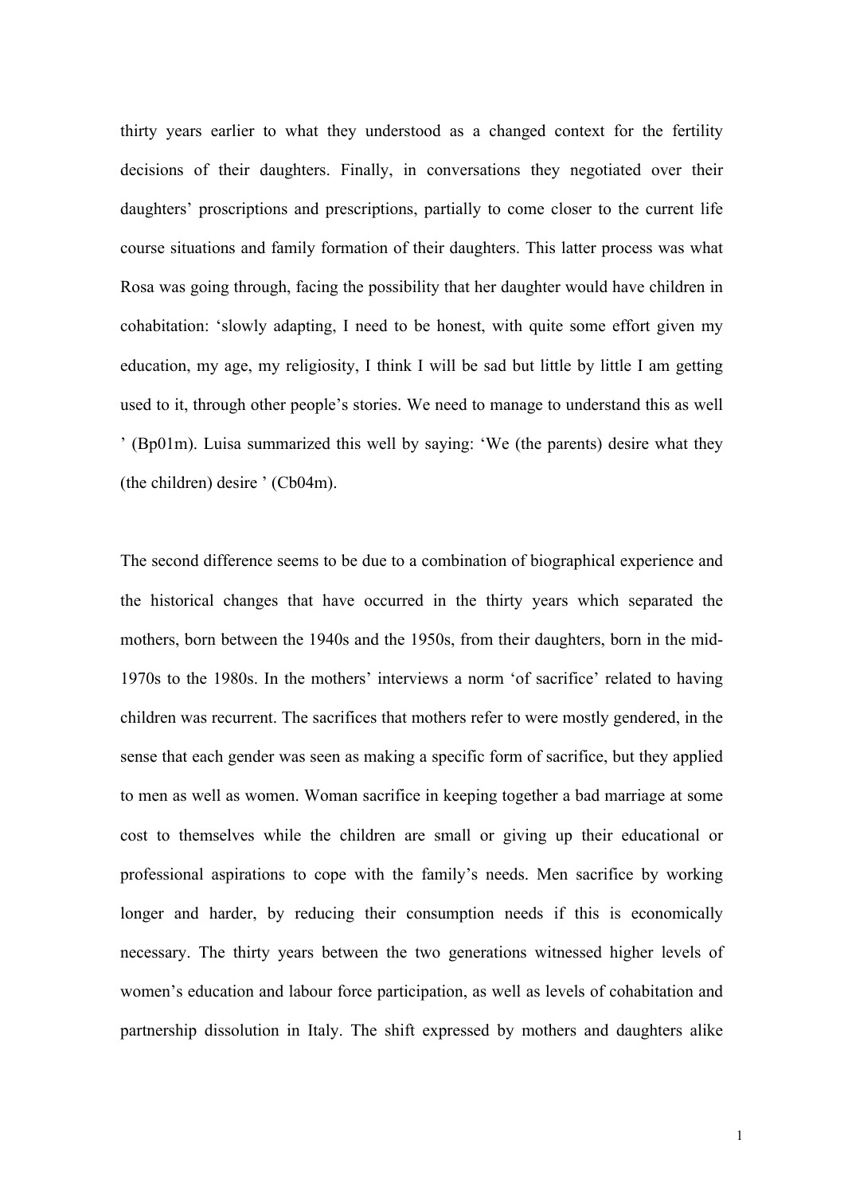thirty years earlier to what they understood as a changed context for the fertility decisions of their daughters. Finally, in conversations they negotiated over their daughters' proscriptions and prescriptions, partially to come closer to the current life course situations and family formation of their daughters. This latter process was what Rosa was going through, facing the possibility that her daughter would have children in cohabitation: 'slowly adapting, I need to be honest, with quite some effort given my education, my age, my religiosity, I think I will be sad but little by little I am getting used to it, through other people's stories. We need to manage to understand this as well ' (Bp01m). Luisa summarized this well by saying: 'We (the parents) desire what they (the children) desire ' (Cb04m).

The second difference seems to be due to a combination of biographical experience and the historical changes that have occurred in the thirty years which separated the mothers, born between the 1940s and the 1950s, from their daughters, born in the mid-1970s to the 1980s. In the mothers' interviews a norm 'of sacrifice' related to having children was recurrent. The sacrifices that mothers refer to were mostly gendered, in the sense that each gender was seen as making a specific form of sacrifice, but they applied to men as well as women. Woman sacrifice in keeping together a bad marriage at some cost to themselves while the children are small or giving up their educational or professional aspirations to cope with the family's needs. Men sacrifice by working longer and harder, by reducing their consumption needs if this is economically necessary. The thirty years between the two generations witnessed higher levels of women's education and labour force participation, as well as levels of cohabitation and partnership dissolution in Italy. The shift expressed by mothers and daughters alike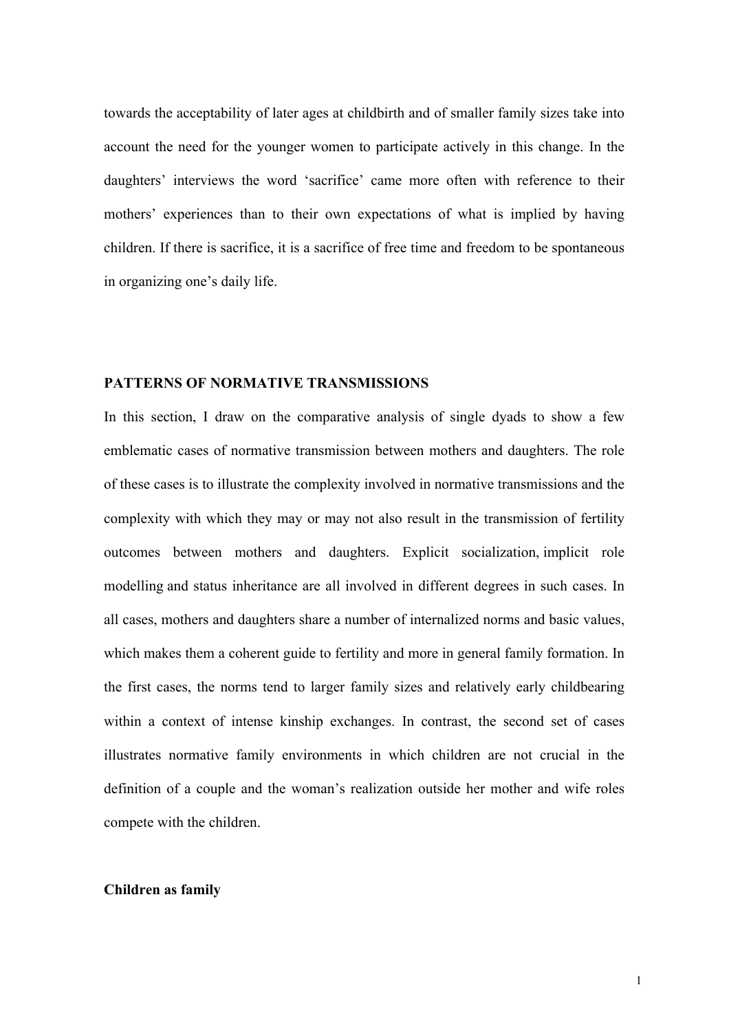towards the acceptability of later ages at childbirth and of smaller family sizes take into account the need for the younger women to participate actively in this change. In the daughters' interviews the word 'sacrifice' came more often with reference to their mothers' experiences than to their own expectations of what is implied by having children. If there is sacrifice, it is a sacrifice of free time and freedom to be spontaneous in organizing one's daily life.

## PATTERNS OF NORMATIVE TRANSMISSIONS

In this section, I draw on the comparative analysis of single dyads to show a few emblematic cases of normative transmission between mothers and daughters. The role of these cases is to illustrate the complexity involved in normative transmissions and the complexity with which they may or may not also result in the transmission of fertility outcomes between mothers and daughters. Explicit socialization, implicit role modelling and status inheritance are all involved in different degrees in such cases. In all cases, mothers and daughters share a number of internalized norms and basic values, which makes them a coherent guide to fertility and more in general family formation. In the first cases, the norms tend to larger family sizes and relatively early childbearing within a context of intense kinship exchanges. In contrast, the second set of cases illustrates normative family environments in which children are not crucial in the definition of a couple and the woman's realization outside her mother and wife roles compete with the children.

### Children as family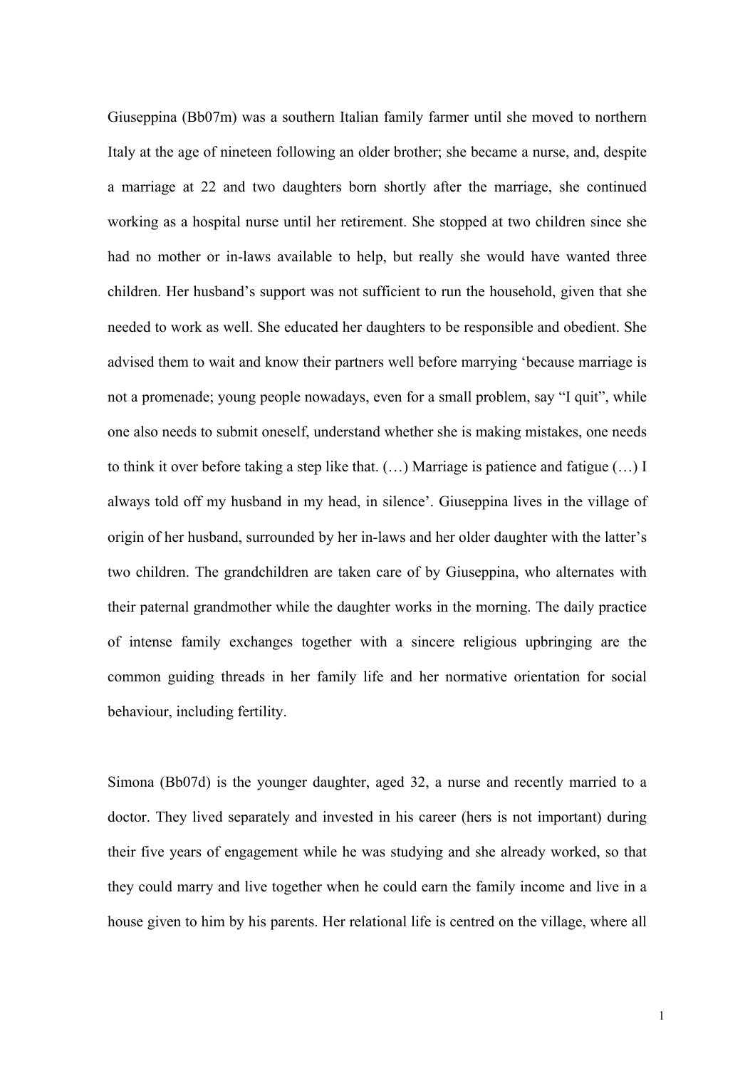Giuseppina (Bb07m) was a southern Italian family farmer until she moved to northern Italy at the age of nineteen following an older brother; she became a nurse, and, despite a marriage at 22 and two daughters born shortly after the marriage, she continued working as a hospital nurse until her retirement. She stopped at two children since she had no mother or in-laws available to help, but really she would have wanted three children. Her husband's support was not sufficient to run the household, given that she needed to work as well. She educated her daughters to be responsible and obedient. She advised them to wait and know their partners well before marrying 'because marriage is not a promenade; young people nowadays, even for a small problem, say "I quit", while one also needs to submit oneself, understand whether she is making mistakes, one needs to think it over before taking a step like that. (…) Marriage is patience and fatigue (…) I always told off my husband in my head, in silence'. Giuseppina lives in the village of origin of her husband, surrounded by her in-laws and her older daughter with the latter's two children. The grandchildren are taken care of by Giuseppina, who alternates with their paternal grandmother while the daughter works in the morning. The daily practice of intense family exchanges together with a sincere religious upbringing are the common guiding threads in her family life and her normative orientation for social behaviour, including fertility.

Simona (Bb07d) is the younger daughter, aged 32, a nurse and recently married to a doctor. They lived separately and invested in his career (hers is not important) during their five years of engagement while he was studying and she already worked, so that they could marry and live together when he could earn the family income and live in a house given to him by his parents. Her relational life is centred on the village, where all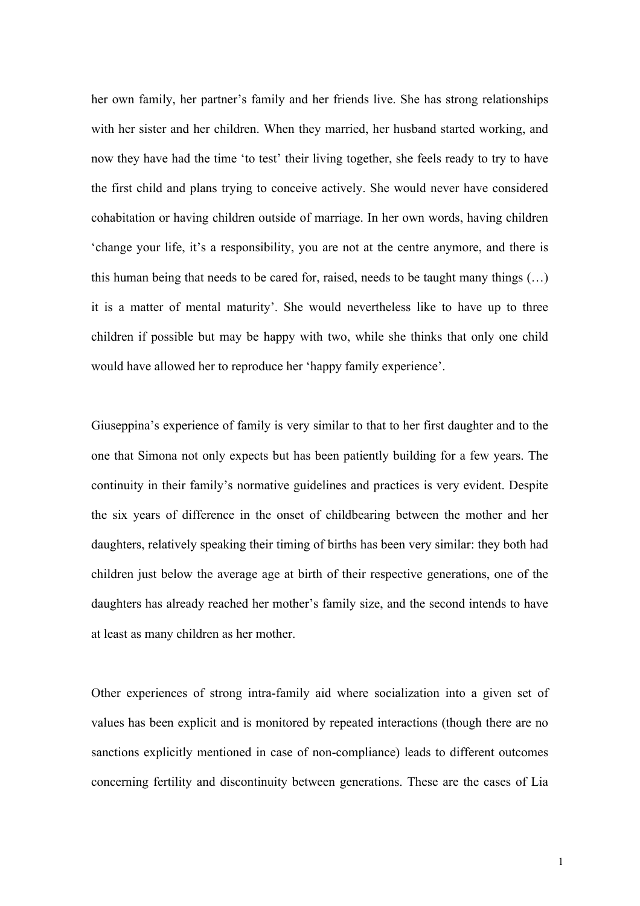her own family, her partner's family and her friends live. She has strong relationships with her sister and her children. When they married, her husband started working, and now they have had the time 'to test' their living together, she feels ready to try to have the first child and plans trying to conceive actively. She would never have considered cohabitation or having children outside of marriage. In her own words, having children 'change your life, it's a responsibility, you are not at the centre anymore, and there is this human being that needs to be cared for, raised, needs to be taught many things (…) it is a matter of mental maturity'. She would nevertheless like to have up to three children if possible but may be happy with two, while she thinks that only one child would have allowed her to reproduce her 'happy family experience'.

Giuseppina's experience of family is very similar to that to her first daughter and to the one that Simona not only expects but has been patiently building for a few years. The continuity in their family's normative guidelines and practices is very evident. Despite the six years of difference in the onset of childbearing between the mother and her daughters, relatively speaking their timing of births has been very similar: they both had children just below the average age at birth of their respective generations, one of the daughters has already reached her mother's family size, and the second intends to have at least as many children as her mother.

Other experiences of strong intra-family aid where socialization into a given set of values has been explicit and is monitored by repeated interactions (though there are no sanctions explicitly mentioned in case of non-compliance) leads to different outcomes concerning fertility and discontinuity between generations. These are the cases of Lia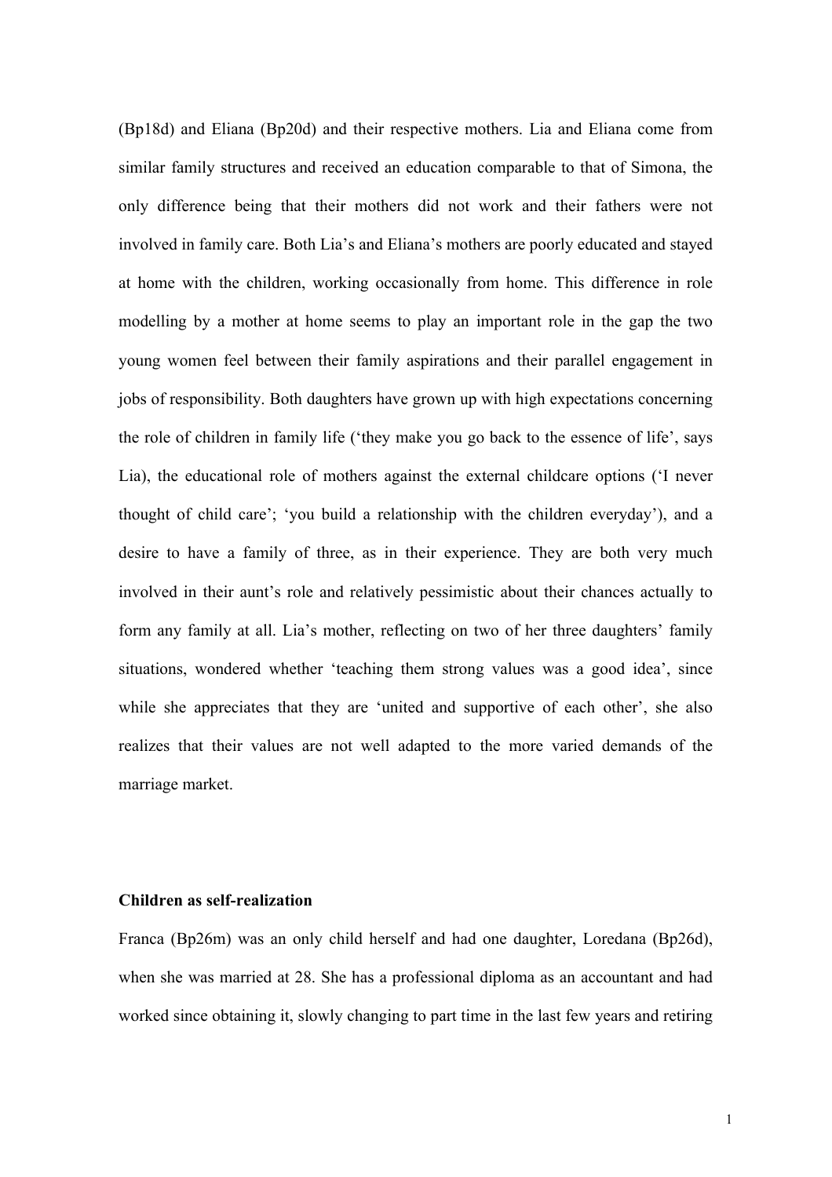(Bp18d) and Eliana (Bp20d) and their respective mothers. Lia and Eliana come from similar family structures and received an education comparable to that of Simona, the only difference being that their mothers did not work and their fathers were not involved in family care. Both Lia's and Eliana's mothers are poorly educated and stayed at home with the children, working occasionally from home. This difference in role modelling by a mother at home seems to play an important role in the gap the two young women feel between their family aspirations and their parallel engagement in jobs of responsibility. Both daughters have grown up with high expectations concerning the role of children in family life ('they make you go back to the essence of life', says Lia), the educational role of mothers against the external childcare options ('I never thought of child care'; 'you build a relationship with the children everyday'), and a desire to have a family of three, as in their experience. They are both very much involved in their aunt's role and relatively pessimistic about their chances actually to form any family at all. Lia's mother, reflecting on two of her three daughters' family situations, wondered whether 'teaching them strong values was a good idea', since while she appreciates that they are 'united and supportive of each other', she also realizes that their values are not well adapted to the more varied demands of the marriage market.

**Children as self-realization**

Franca (Bp26m) was an only child herself and had one daughter, Loredana (Bp26d), when she was married at 28. She has a professional diploma as an accountant and had worked since obtaining it, slowly changing to part time in the last few years and retiring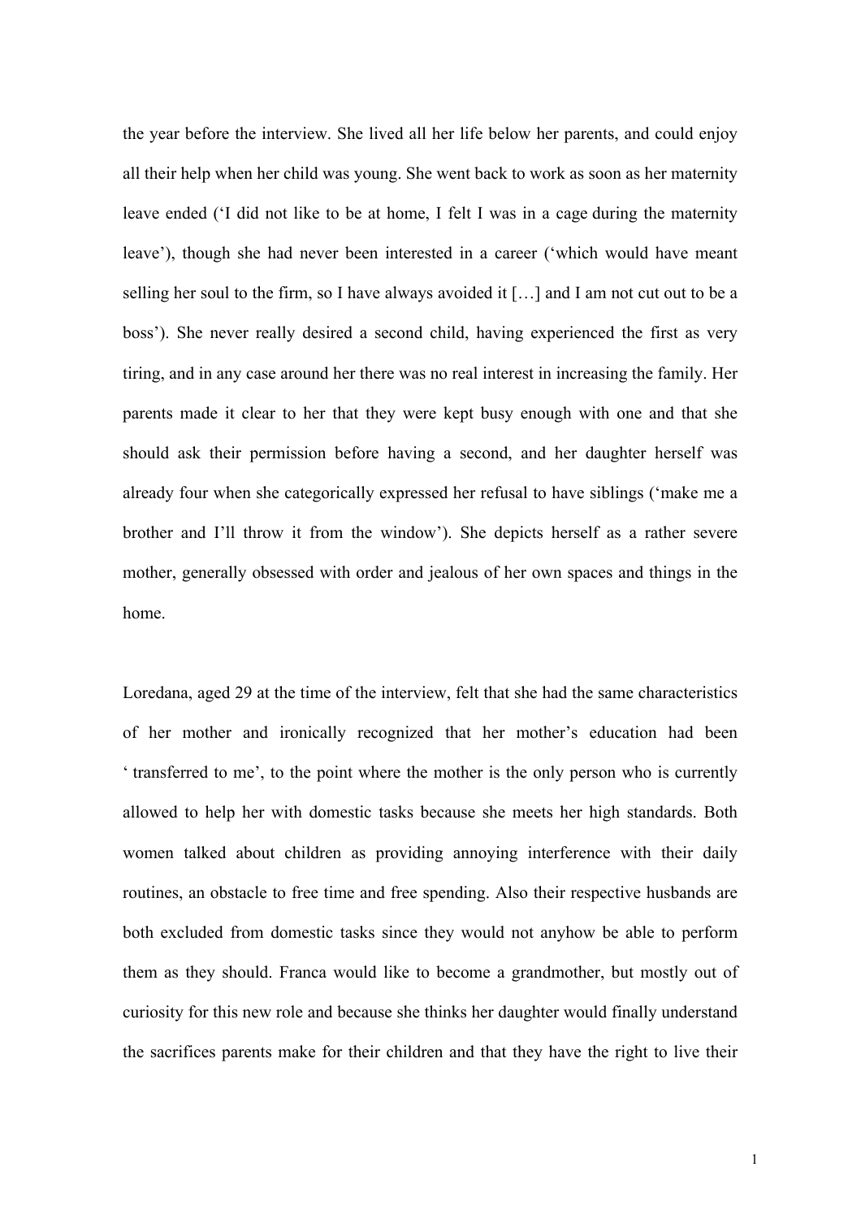the year before the interview. She lived all her life below her parents, and could enjoy all their help when her child was young. She went back to work as soon as her maternity leave ended ('I did not like to be at home, I felt I was in a cage during the maternity leave'), though she had never been interested in a career ('which would have meant selling her soul to the firm, so I have always avoided it […] and I am not cut out to be a boss'). She never really desired a second child, having experienced the first as very tiring, and in any case around her there was no real interest in increasing the family. Her parents made it clear to her that they were kept busy enough with one and that she should ask their permission before having a second, and her daughter herself was already four when she categorically expressed her refusal to have siblings ('make me a brother and I'll throw it from the window'). She depicts herself as a rather severe mother, generally obsessed with order and jealous of her own spaces and things in the home.

Loredana, aged 29 at the time of the interview, felt that she had the same characteristics of her mother and ironically recognized that her mother's education had been ' transferred to me', to the point where the mother is the only person who is currently allowed to help her with domestic tasks because she meets her high standards. Both women talked about children as providing annoying interference with their daily routines, an obstacle to free time and free spending. Also their respective husbands are both excluded from domestic tasks since they would not anyhow be able to perform them as they should. Franca would like to become a grandmother, but mostly out of curiosity for this new role and because she thinks her daughter would finally understand the sacrifices parents make for their children and that they have the right to live their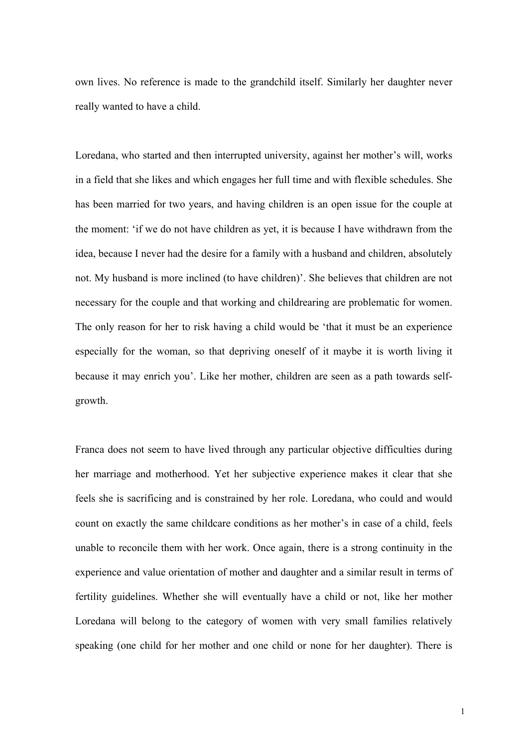own lives. No reference is made to the grandchild itself. Similarly her daughter never really wanted to have a child.

Loredana, who started and then interrupted university, against her mother's will, works in a field that she likes and which engages her full time and with flexible schedules. She has been married for two years, and having children is an open issue for the couple at the moment: 'if we do not have children as yet, it is because I have withdrawn from the idea, because I never had the desire for a family with a husband and children, absolutely not. My husband is more inclined (to have children)'. She believes that children are not necessary for the couple and that working and childrearing are problematic for women. The only reason for her to risk having a child would be 'that it must be an experience especially for the woman, so that depriving oneself of it maybe it is worth living it because it may enrich you'. Like her mother, children are seen as a path towards self-growth.

Franca does not seem to have lived through any particular objective difficulties during her marriage and motherhood. Yet her subjective experience makes it clear that she feels she is sacrificing and is constrained by her role. Loredana, who could and would count on exactly the same childcare conditions as her mother's in case of a child, feels unable to reconcile them with her work. Once again, there is a strong continuity in the experience and value orientation of mother and daughter and a similar result in terms of fertility guidelines. Whether she will eventually have a child or not, like her mother Loredana will belong to the category of women with very small families relatively speaking (one child for her mother and one child or none for her daughter). There is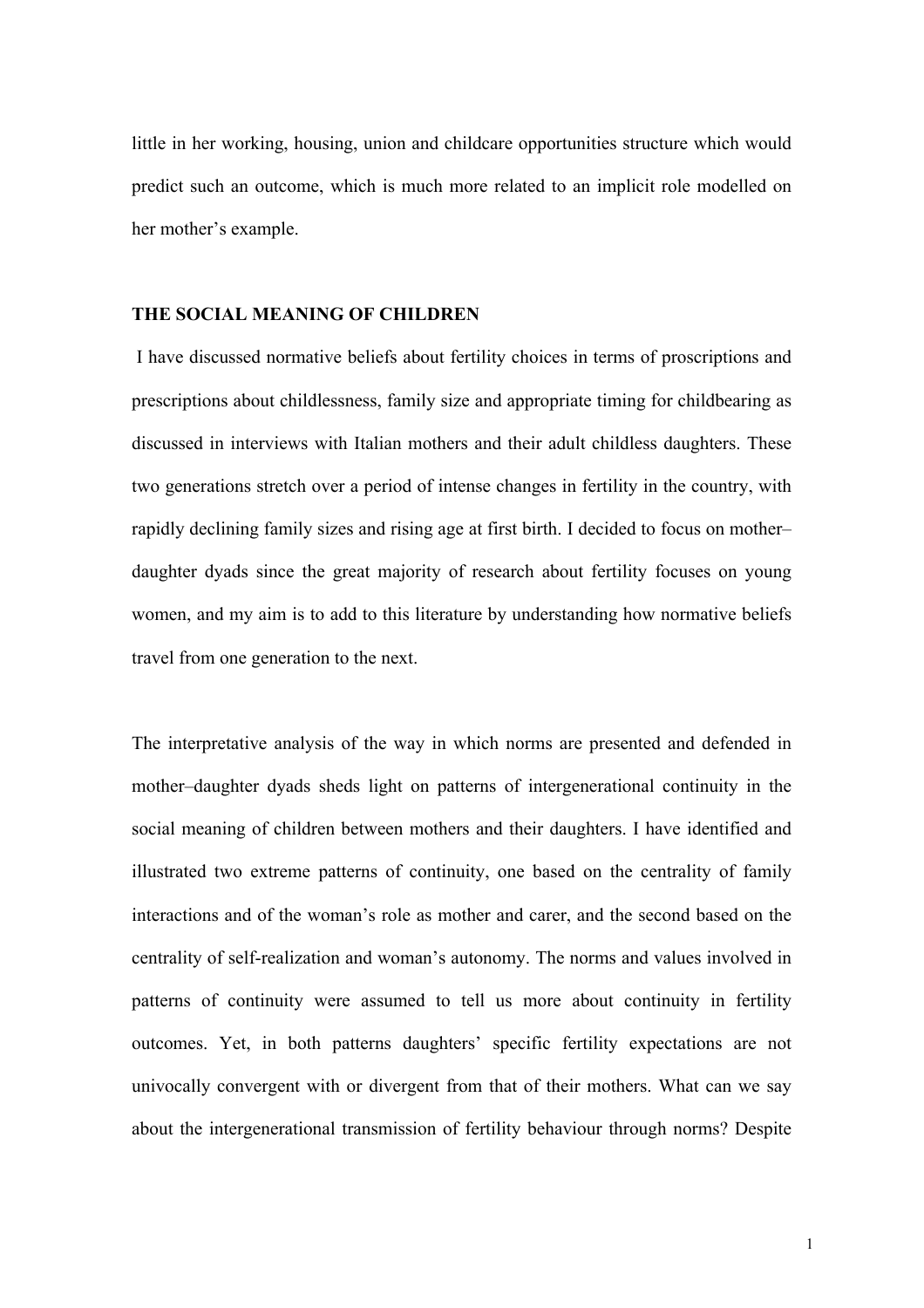little in her working, housing, union and childcare opportunities structure which would predict such an outcome, which is much more related to an implicit role modelled on her mother's example.

## THE SOCIAL MEANING OF CHILDREN

I have discussed normative beliefs about fertility choices in terms of proscriptions and prescriptions about childlessness, family size and appropriate timing for childbearing as discussed in interviews with Italian mothers and their adult childless daughters. These two generations stretch over a period of intense changes in fertility in the country, with rapidly declining family sizes and rising age at first birth. I decided to focus on mother–daughter dyads since the great majority of research about fertility focuses on young women, and my aim is to add to this literature by understanding how normative beliefs travel from one generation to the next.

The interpretative analysis of the way in which norms are presented and defended in mother–daughter dyads sheds light on patterns of intergenerational continuity in the social meaning of children between mothers and their daughters. I have identified and illustrated two extreme patterns of continuity, one based on the centrality of family interactions and of the woman's role as mother and carer, and the second based on the centrality of self-realization and woman's autonomy. The norms and values involved in patterns of continuity were assumed to tell us more about continuity in fertility outcomes. Yet, in both patterns daughters' specific fertility expectations are not univocally convergent with or divergent from that of their mothers. What can we say about the intergenerational transmission of fertility behaviour through norms? Despite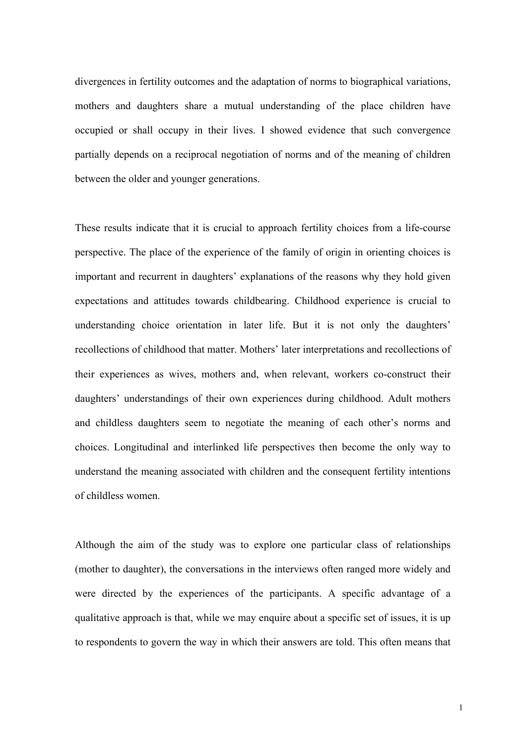divergences in fertility outcomes and the adaptation of norms to biographical variations, mothers and daughters share a mutual understanding of the place children have occupied or shall occupy in their lives. I showed evidence that such convergence partially depends on a reciprocal negotiation of norms and of the meaning of children between the older and younger generations.

These results indicate that it is crucial to approach fertility choices from a life-course perspective. The place of the experience of the family of origin in orienting choices is important and recurrent in daughters' explanations of the reasons why they hold given expectations and attitudes towards childbearing. Childhood experience is crucial to understanding choice orientation in later life. But it is not only the daughters' recollections of childhood that matter. Mothers' later interpretations and recollections of their experiences as wives, mothers and, when relevant, workers co-construct their daughters' understandings of their own experiences during childhood. Adult mothers and childless daughters seem to negotiate the meaning of each other's norms and choices. Longitudinal and interlinked life perspectives then become the only way to understand the meaning associated with children and the consequent fertility intentions of childless women.

Although the aim of the study was to explore one particular class of relationships (mother to daughter), the conversations in the interviews often ranged more widely and were directed by the experiences of the participants. A specific advantage of a qualitative approach is that, while we may enquire about a specific set of issues, it is up to respondents to govern the way in which their answers are told. This often means that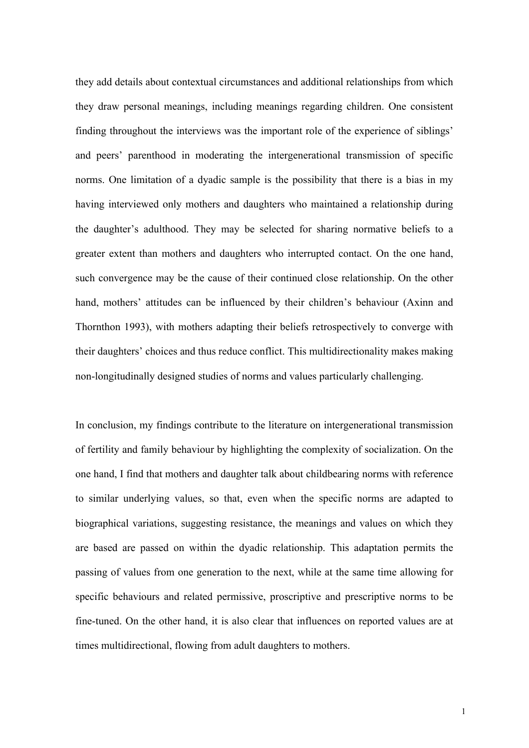they add details about contextual circumstances and additional relationships from which they draw personal meanings, including meanings regarding children. One consistent finding throughout the interviews was the important role of the experience of siblings' and peers' parenthood in moderating the intergenerational transmission of specific norms. One limitation of a dyadic sample is the possibility that there is a bias in my having interviewed only mothers and daughters who maintained a relationship during the daughter's adulthood. They may be selected for sharing normative beliefs to a greater extent than mothers and daughters who interrupted contact. On the one hand, such convergence may be the cause of their continued close relationship. On the other hand, mothers' attitudes can be influenced by their children's behaviour (Axinn and Thornthon 1993), with mothers adapting their beliefs retrospectively to converge with their daughters' choices and thus reduce conflict. This multidirectionality makes making non-longitudinally designed studies of norms and values particularly challenging.

In conclusion, my findings contribute to the literature on intergenerational transmission of fertility and family behaviour by highlighting the complexity of socialization. On the one hand, I find that mothers and daughter talk about childbearing norms with reference to similar underlying values, so that, even when the specific norms are adapted to biographical variations, suggesting resistance, the meanings and values on which they are based are passed on within the dyadic relationship. This adaptation permits the passing of values from one generation to the next, while at the same time allowing for specific behaviours and related permissive, proscriptive and prescriptive norms to be fine-tuned. On the other hand, it is also clear that influences on reported values are at times multidirectional, flowing from adult daughters to mothers.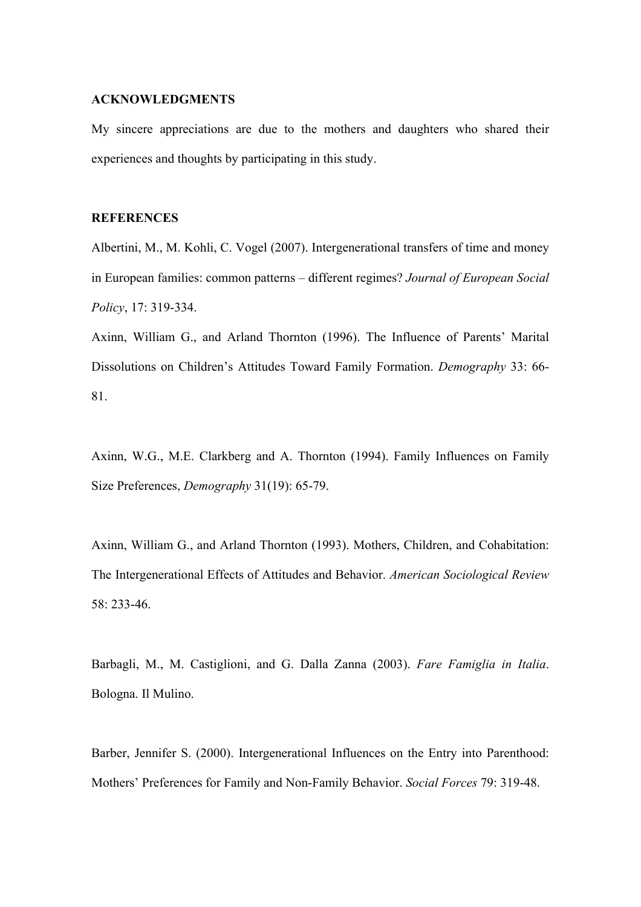**ACKNOWLEDGMENTS**

My sincere appreciations are due to the mothers and daughters who shared their experiences and thoughts by participating in this study.

**REFERENCES**

Albertini, M., M. Kohli, C. Vogel (2007). Intergenerational transfers of time and money in European families: common patterns – different regimes? *Journal of European Social Policy*, 17: 319-334.

Axinn, William G., and Arland Thornton (1996). The Influence of Parents' Marital Dissolutions on Children's Attitudes Toward Family Formation. *Demography* 33: 66-81.

Axinn, W.G., M.E. Clarkberg and A. Thornton (1994). Family Influences on Family Size Preferences, *Demography* 31(19): 65-79.

Axinn, William G., and Arland Thornton (1993). Mothers, Children, and Cohabitation: The Intergenerational Effects of Attitudes and Behavior. *American Sociological Review* 58: 233-46.

Barbagli, M., M. Castiglioni, and G. Dalla Zanna (2003). *Fare Famiglia in Italia*. Bologna. Il Mulino.

Barber, Jennifer S. (2000). Intergenerational Influences on the Entry into Parenthood: Mothers' Preferences for Family and Non-Family Behavior. *Social Forces* 79: 319-48.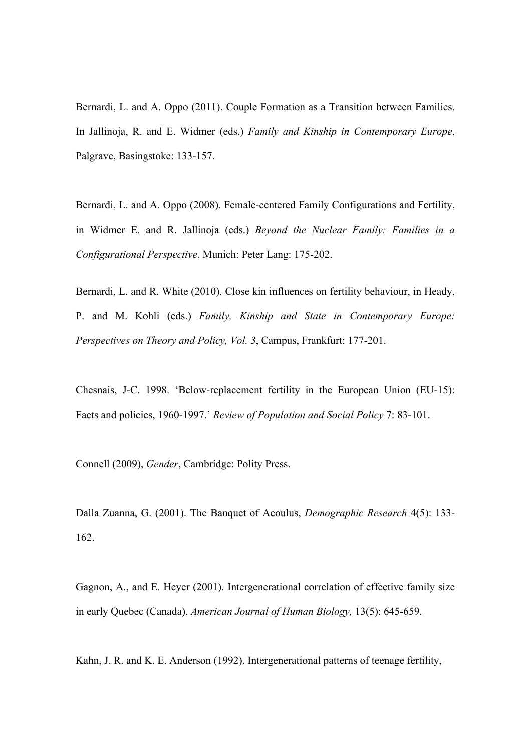Bernardi, L. and A. Oppo (2011). Couple Formation as a Transition between Families. In Jallinoja, R. and E. Widmer (eds.) *Family and Kinship in Contemporary Europe*, Palgrave, Basingstoke: 133-157.

Bernardi, L. and A. Oppo (2008). Female-centered Family Configurations and Fertility, in Widmer E. and R. Jallinoja (eds.) *Beyond the Nuclear Family: Families in a Configurational Perspective*, Munich: Peter Lang: 175-202.

Bernardi, L. and R. White (2010). Close kin influences on fertility behaviour, in Heady, P. and M. Kohli (eds.) *Family, Kinship and State in Contemporary Europe: Perspectives on Theory and Policy, Vol. 3*, Campus, Frankfurt: 177-201.

Chesnais, J-C. 1998. 'Below-replacement fertility in the European Union (EU-15): Facts and policies, 1960-1997.' *Review of Population and Social Policy* 7: 83-101.

Connell (2009), *Gender*, Cambridge: Polity Press.

Dalla Zuanna, G. (2001). The Banquet of Aeoulus, *Demographic Research* 4(5): 133-162.

Gagnon, A., and E. Heyer (2001). Intergenerational correlation of effective family size in early Quebec (Canada). *American Journal of Human Biology,* 13(5): 645-659.

Kahn, J. R. and K. E. Anderson (1992). Intergenerational patterns of teenage fertility,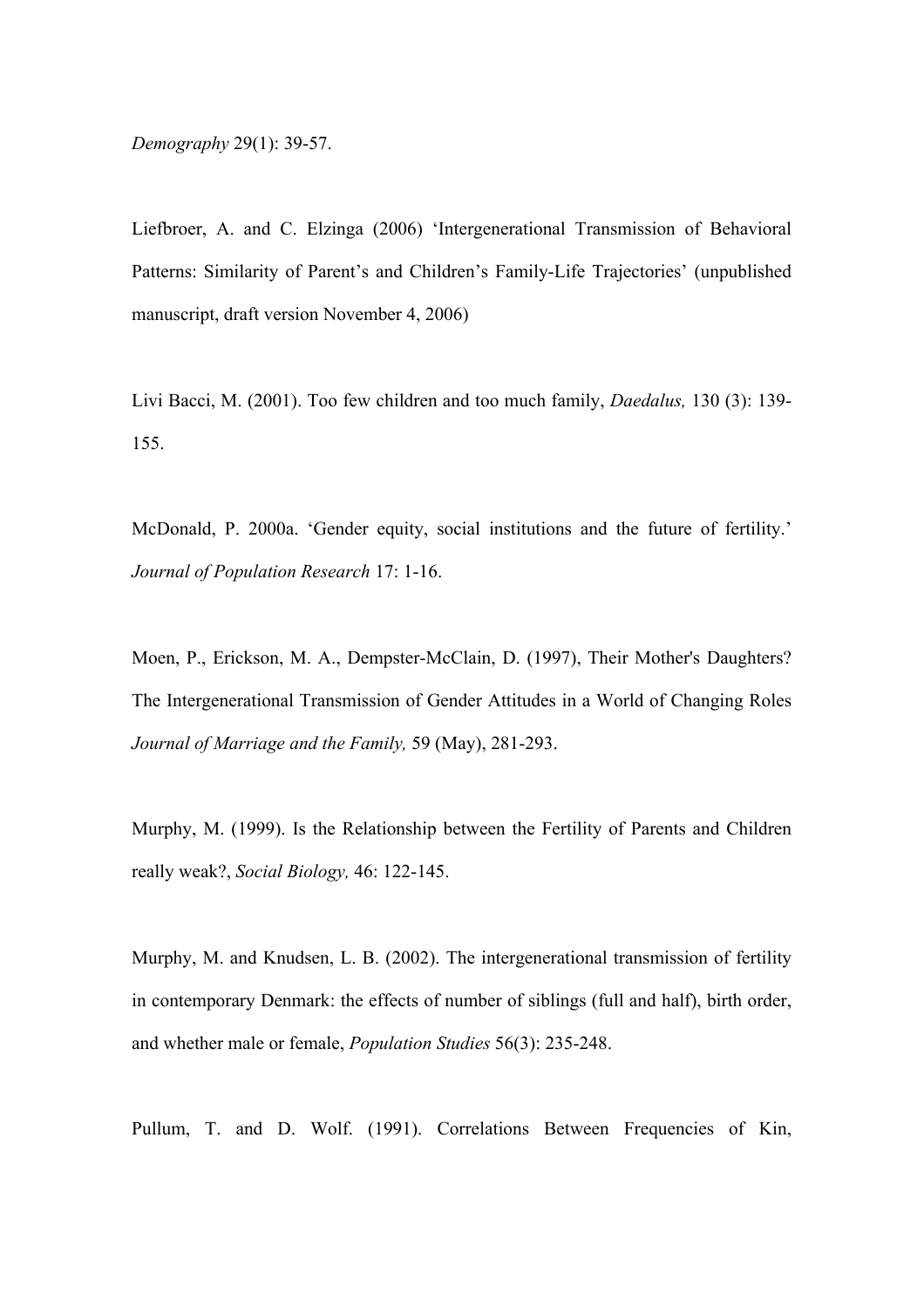*Demography* 29(1): 39-57.

Liefbroer, A. and C. Elzinga (2006) 'Intergenerational Transmission of Behavioral Patterns: Similarity of Parent's and Children's Family-Life Trajectories' (unpublished manuscript, draft version November 4, 2006)

Livi Bacci, M. (2001). Too few children and too much family, *Daedalus,* 130 (3): 139-155.

McDonald, P. 2000a. 'Gender equity, social institutions and the future of fertility.' *Journal of Population Research* 17: 1-16.

Moen, P., Erickson, M. A., Dempster-McClain, D. (1997), Their Mother's Daughters? The Intergenerational Transmission of Gender Attitudes in a World of Changing Roles *Journal of Marriage and the Family,* 59 (May), 281-293.

Murphy, M. (1999). Is the Relationship between the Fertility of Parents and Children really weak?, *Social Biology,* 46: 122-145.

Murphy, M. and Knudsen, L. B. (2002). The intergenerational transmission of fertility in contemporary Denmark: the effects of number of siblings (full and half), birth order, and whether male or female, *Population Studies* 56(3): 235-248.

Pullum, T. and D. Wolf. (1991). Correlations Between Frequencies of Kin,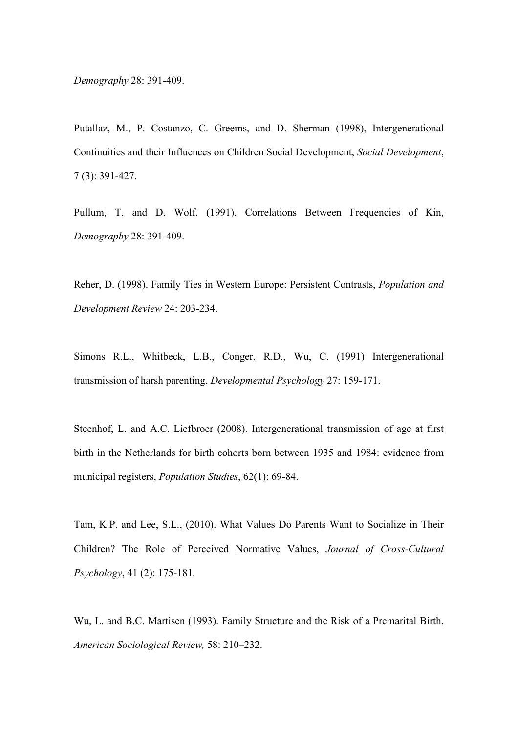*Demography* 28: 391-409.

Putallaz, M., P. Costanzo, C. Greems, and D. Sherman (1998), Intergenerational Continuities and their Influences on Children Social Development, *Social Development*, 7 (3): 391-427.

Pullum, T. and D. Wolf. (1991). Correlations Between Frequencies of Kin, *Demography* 28: 391-409.

Reher, D. (1998). Family Ties in Western Europe: Persistent Contrasts, *Population and Development Review* 24: 203-234.

Simons R.L., Whitbeck, L.B., Conger, R.D., Wu, C. (1991) Intergenerational transmission of harsh parenting, *Developmental Psychology* 27: 159-171.

Steenhof, L. and A.C. Liefbroer (2008). Intergenerational transmission of age at first birth in the Netherlands for birth cohorts born between 1935 and 1984: evidence from municipal registers, *Population Studies*, 62(1): 69-84.

Tam, K.P. and Lee, S.L., (2010). What Values Do Parents Want to Socialize in Their Children? The Role of Perceived Normative Values, *Journal of Cross-Cultural Psychology*, 41 (2): 175-181.

Wu, L. and B.C. Martisen (1993). Family Structure and the Risk of a Premarital Birth, *American Sociological Review,* 58: 210–232.